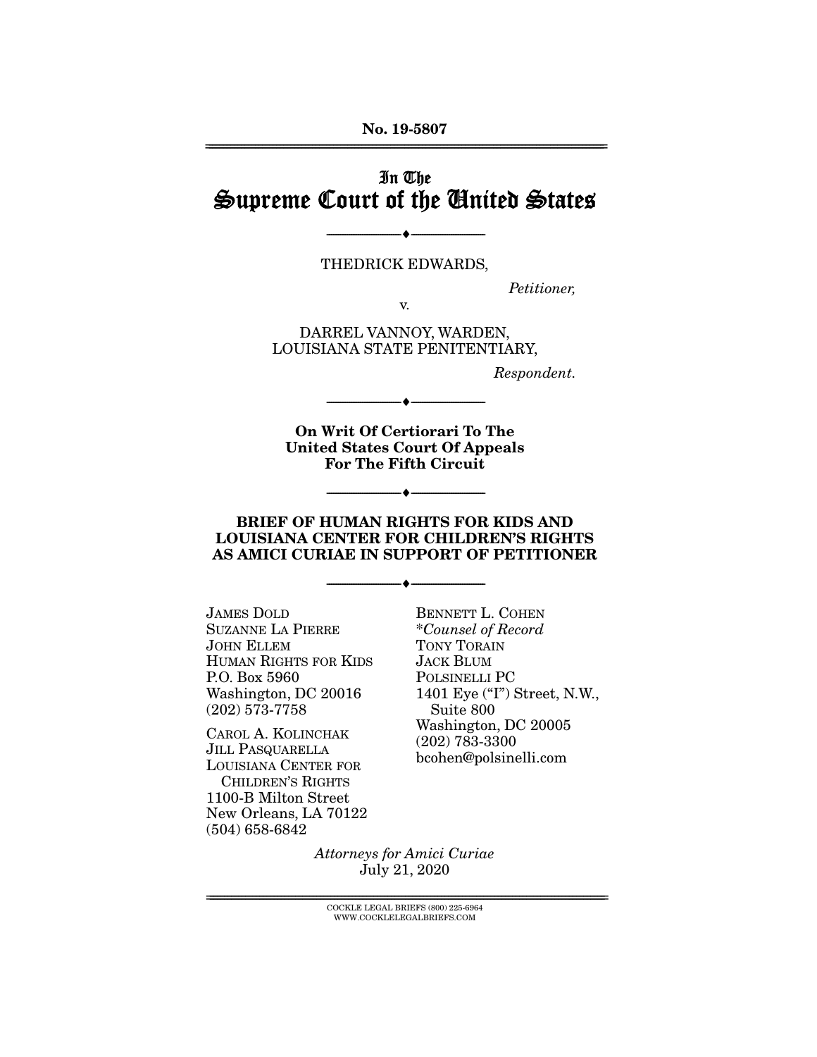**No. 19-5807**

# In The Supreme Court of the United States

---

THEDRICK EDWARDS,

*Petitioner,*

v.

DARREL VANNOY, WARDEN, LOUISIANA STATE PENITENTIARY,

*Respondent.*

---

**On Writ Of Certiorari To The United States Court Of Appeals For The Fifth Circuit**

---

**BRIEF OF HUMAN RIGHTS FOR KIDS AND LOUISIANA CENTER FOR CHILDREN'S RIGHTS AS AMICI CURIAE IN SUPPORT OF PETITIONER**

---

JAMES DOLD
SUZANNE LA PIERRE
JOHN ELLEM
HUMAN RIGHTS FOR KIDS
P.O. Box 5960
Washington, DC 20016
(202) 573-7758

CAROL A. KOLINCHAK
JILL PASQUARELLA
LOUISIANA CENTER FOR CHILDREN'S RIGHTS
1100-B Milton Street
New Orleans, LA 70122
(504) 658-6842

BENNETT L. COHEN
*\*Counsel of Record*
TONY TORAIN
JACK BLUM
POLSINELLI PC
1401 Eye ("I") Street, N.W., Suite 800
Washington, DC 20005
(202) 783-3300
bcohen@polsinelli.com

*Attorneys for Amici Curiae*
July 21, 2020

COCKLE LEGAL BRIEFS (800) 225-6964
WWW.COCKLELEGALBRIEFS.COM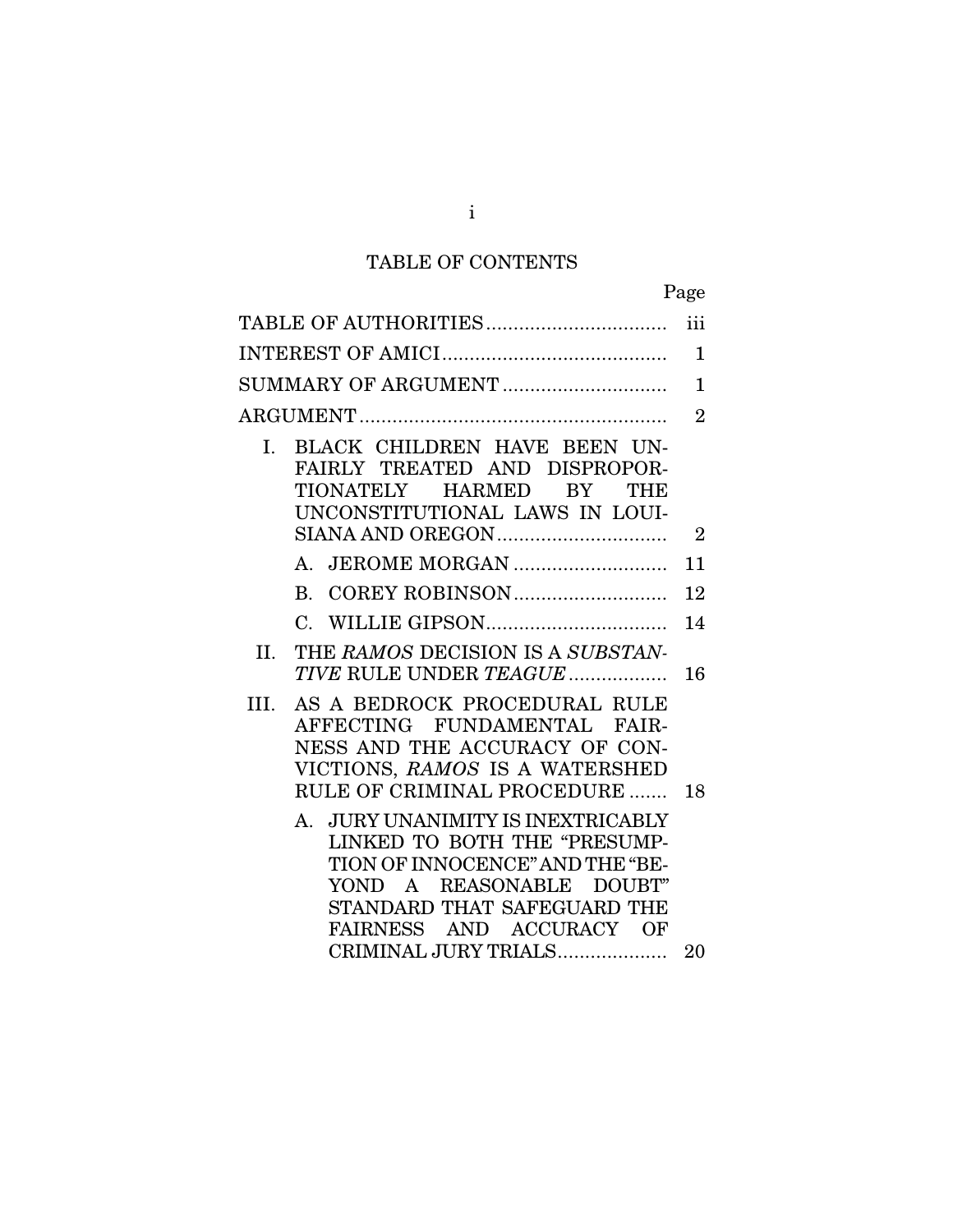# TABLE OF CONTENTS

| | Page |
|---|---|
| TABLE OF AUTHORITIES | iii |
| INTEREST OF AMICI | 1 |
| SUMMARY OF ARGUMENT | 1 |
| ARGUMENT | 2 |
| I. BLACK CHILDREN HAVE BEEN UNFAIRLY TREATED AND DISPROPORTIONATELY HARMED BY THE UNCONSTITUTIONAL LAWS IN LOUISIANA AND OREGON | 2 |
| A. JEROME MORGAN | 11 |
| B. COREY ROBINSON | 12 |
| C. WILLIE GIPSON | 14 |
| II. THE *RAMOS* DECISION IS A *SUBSTANTIVE* RULE UNDER *TEAGUE* | 16 |
| III. AS A BEDROCK PROCEDURAL RULE AFFECTING FUNDAMENTAL FAIRNESS AND THE ACCURACY OF CONVICTIONS, *RAMOS* IS A WATERSHED RULE OF CRIMINAL PROCEDURE | 18 |
| A. JURY UNANIMITY IS INEXTRICABLY LINKED TO BOTH THE "PRESUMPTION OF INNOCENCE" AND THE "BEYOND A REASONABLE DOUBT" STANDARD THAT SAFEGUARD THE FAIRNESS AND ACCURACY OF CRIMINAL JURY TRIALS | 20 |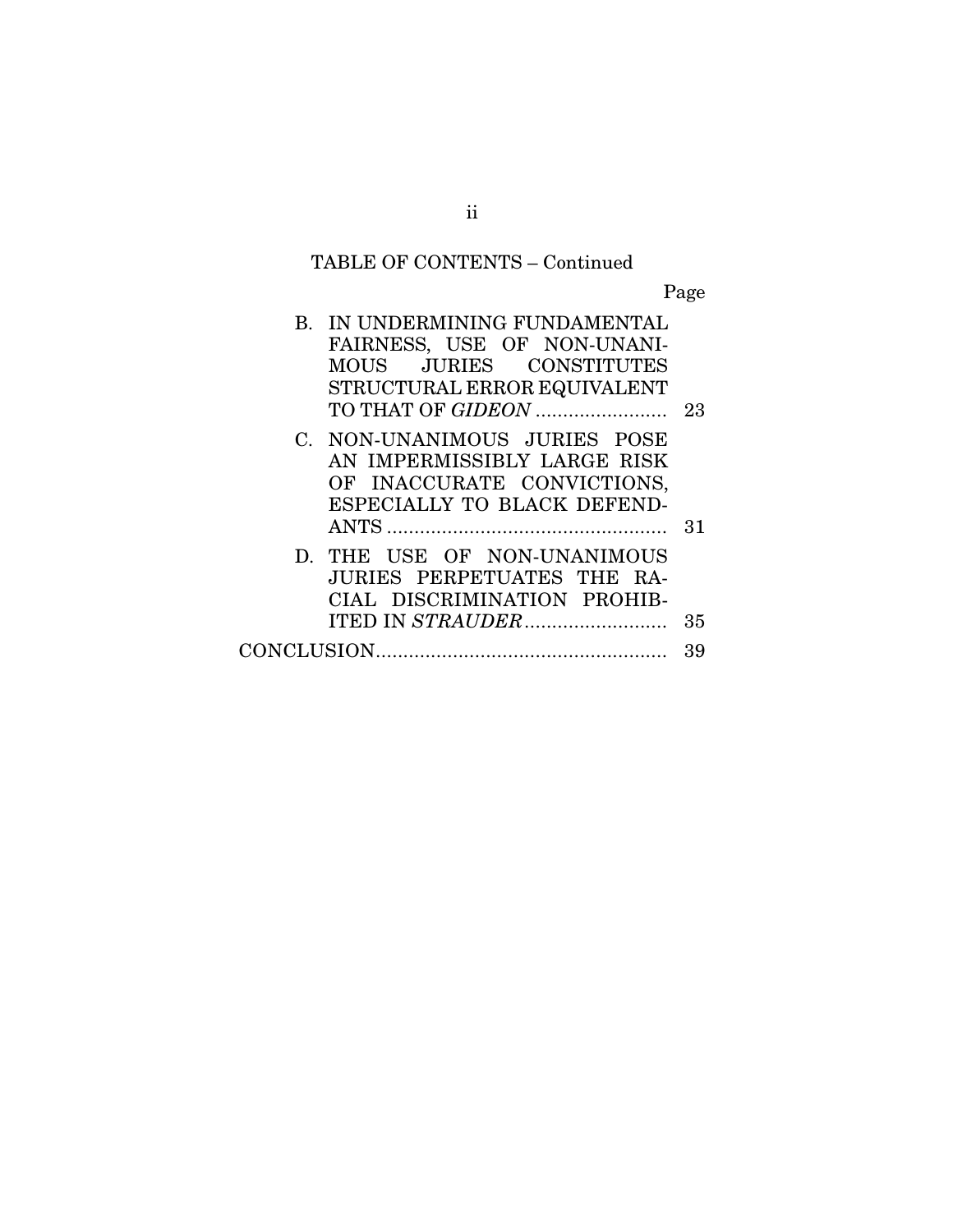TABLE OF CONTENTS – Continued

| | Page |
|---|---|
| B. IN UNDERMINING FUNDAMENTAL FAIRNESS, USE OF NON-UNANIMOUS JURIES CONSTITUTES STRUCTURAL ERROR EQUIVALENT TO THAT OF *GIDEON* | 23 |
| C. NON-UNANIMOUS JURIES POSE AN IMPERMISSIBLY LARGE RISK OF INACCURATE CONVICTIONS, ESPECIALLY TO BLACK DEFENDANTS | 31 |
| D. THE USE OF NON-UNANIMOUS JURIES PERPETUATES THE RACIAL DISCRIMINATION PROHIBITED IN *STRAUDER* | 35 |
| CONCLUSION | 39 |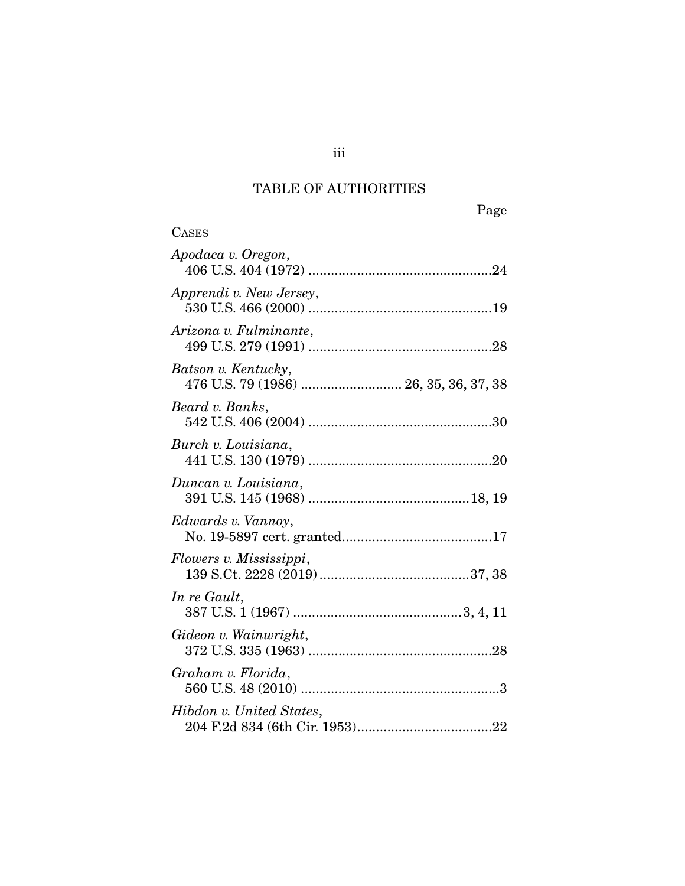# TABLE OF AUTHORITIES

Page

CASES

*Apodaca v. Oregon*,
406 U.S. 404 (1972) ................................................24

*Apprendi v. New Jersey*,
530 U.S. 466 (2000) ................................................19

*Arizona v. Fulminante*,
499 U.S. 279 (1991) ................................................28

*Batson v. Kentucky*,
476 U.S. 79 (1986) .......................... 26, 35, 36, 37, 38

*Beard v. Banks*,
542 U.S. 406 (2004) ................................................30

*Burch v. Louisiana*,
441 U.S. 130 (1979) ................................................20

*Duncan v. Louisiana*,
391 U.S. 145 (1968) ..........................................18, 19

*Edwards v. Vannoy*,
No. 19-5897 cert. granted........................................17

*Flowers v. Mississippi*,
139 S.Ct. 2228 (2019) ........................................37, 38

*In re Gault*,
387 U.S. 1 (1967) ............................................3, 4, 11

*Gideon v. Wainwright*,
372 U.S. 335 (1963) ................................................28

*Graham v. Florida*,
560 U.S. 48 (2010) ....................................................3

*Hibdon v. United States*,
204 F.2d 834 (6th Cir. 1953)....................................22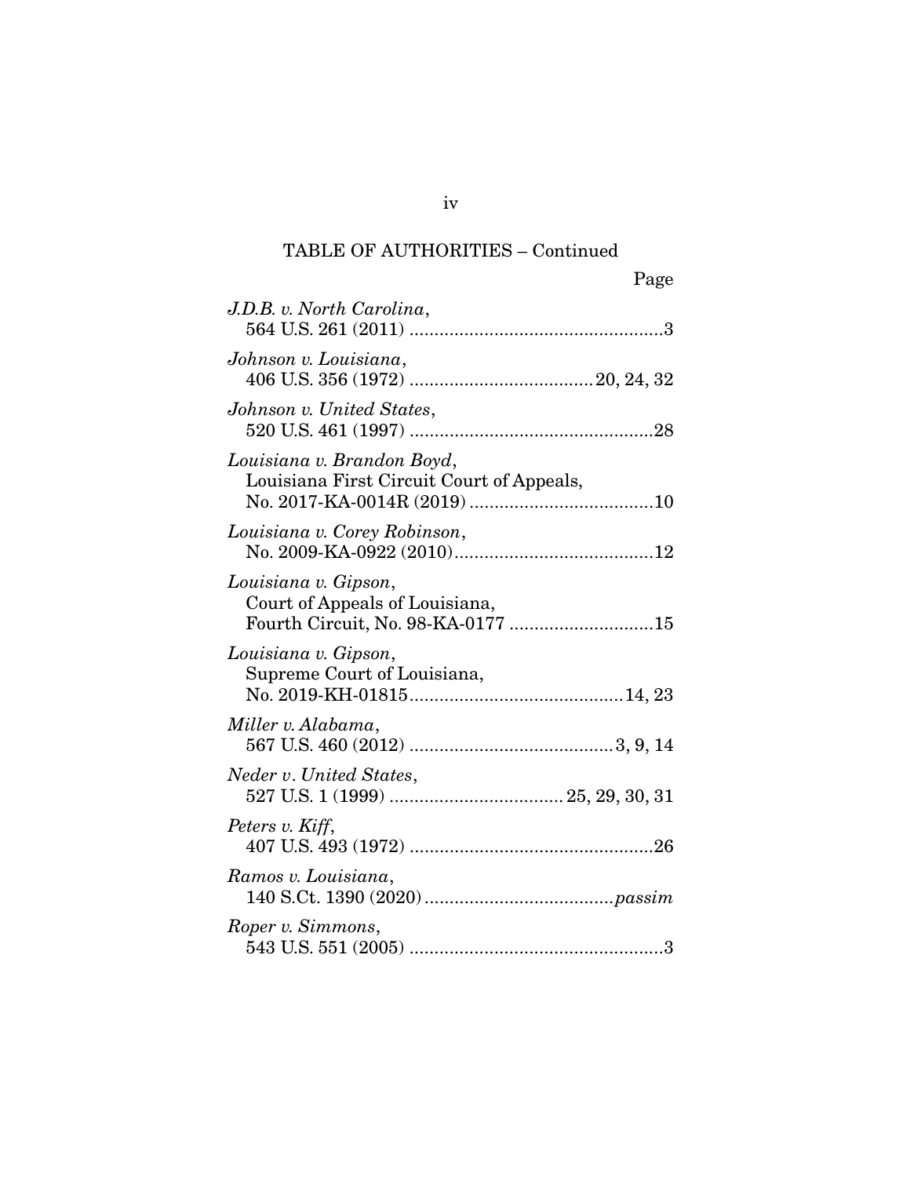## TABLE OF AUTHORITIES – Continued

Page

*J.D.B. v. North Carolina*,
564 U.S. 261 (2011) .................................................3

*Johnson v. Louisiana*,
406 U.S. 356 (1972) ....................................20, 24, 32

*Johnson v. United States*,
520 U.S. 461 (1997) ................................................28

*Louisiana v. Brandon Boyd*,
Louisiana First Circuit Court of Appeals,
No. 2017-KA-0014R (2019) ....................................10

*Louisiana v. Corey Robinson*,
No. 2009-KA-0922 (2010).......................................12

*Louisiana v. Gipson*,
Court of Appeals of Louisiana,
Fourth Circuit, No. 98-KA-0177 ............................15

*Louisiana v. Gipson*,
Supreme Court of Louisiana,
No. 2019-KH-01815..........................................14, 23

*Miller v. Alabama*,
567 U.S. 460 (2012) .........................................3, 9, 14

*Neder v. United States*,
527 U.S. 1 (1999) ..................................25, 29, 30, 31

*Peters v. Kiff*,
407 U.S. 493 (1972) ................................................26

*Ramos v. Louisiana*,
140 S.Ct. 1390 (2020).....................................*passim*

*Roper v. Simmons*,
543 U.S. 551 (2005) ..................................................3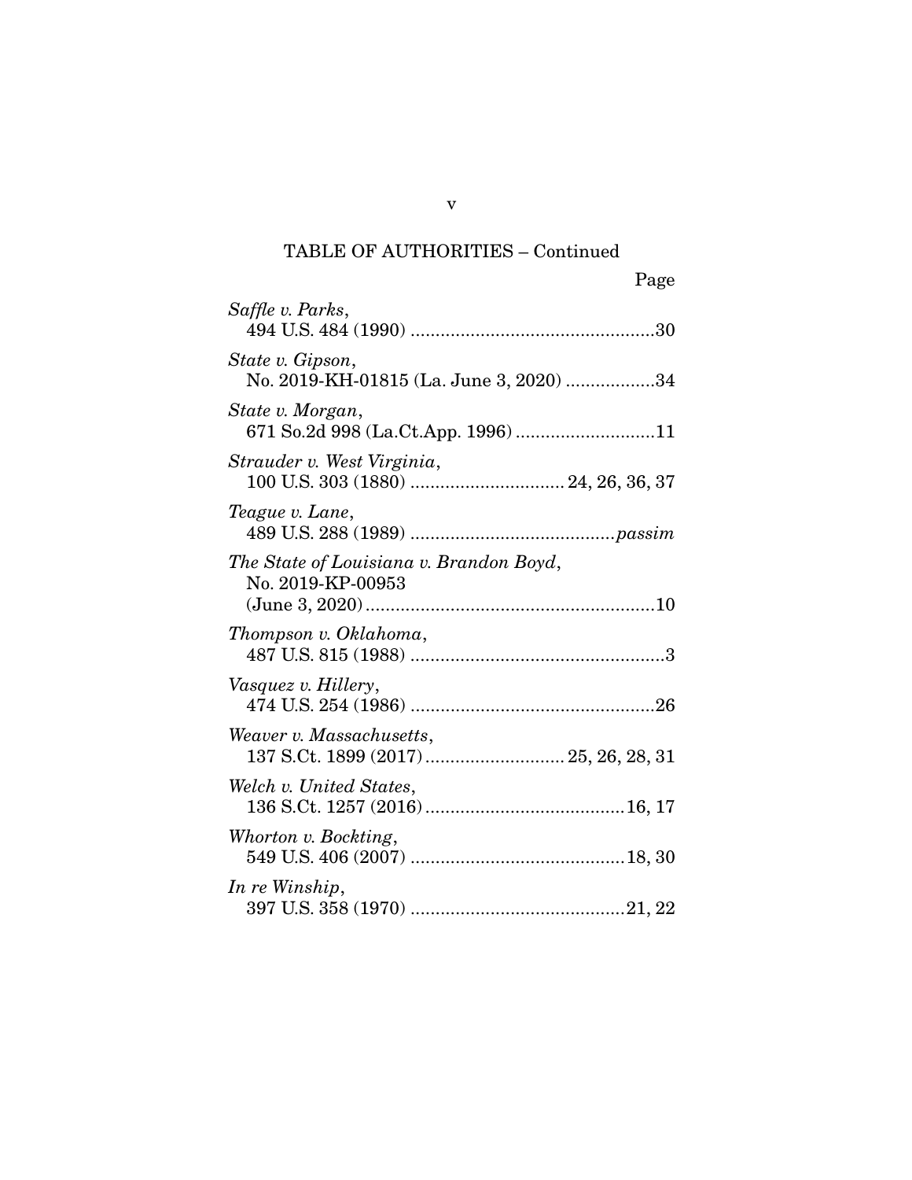TABLE OF AUTHORITIES – Continued

Page

*Saffle v. Parks*,
494 U.S. 484 (1990) ................................................30

*State v. Gipson*,
No. 2019-KH-01815 (La. June 3, 2020) ..................34

*State v. Morgan*,
671 So.2d 998 (La.Ct.App. 1996) ............................11

*Strauder v. West Virginia*,
100 U.S. 303 (1880) ............................... 24, 26, 36, 37

*Teague v. Lane*,
489 U.S. 288 (1989) ........................................*passim*

*The State of Louisiana v. Brandon Boyd*,
No. 2019-KP-00953
(June 3, 2020)..........................................................10

*Thompson v. Oklahoma*,
487 U.S. 815 (1988) ..................................................3

*Vasquez v. Hillery*,
474 U.S. 254 (1986) ................................................26

*Weaver v. Massachusetts*,
137 S.Ct. 1899 (2017)............................ 25, 26, 28, 31

*Welch v. United States*,
136 S.Ct. 1257 (2016)........................................16, 17

*Whorton v. Bockting*,
549 U.S. 406 (2007) ...........................................18, 30

*In re Winship*,
397 U.S. 358 (1970) ...........................................21, 22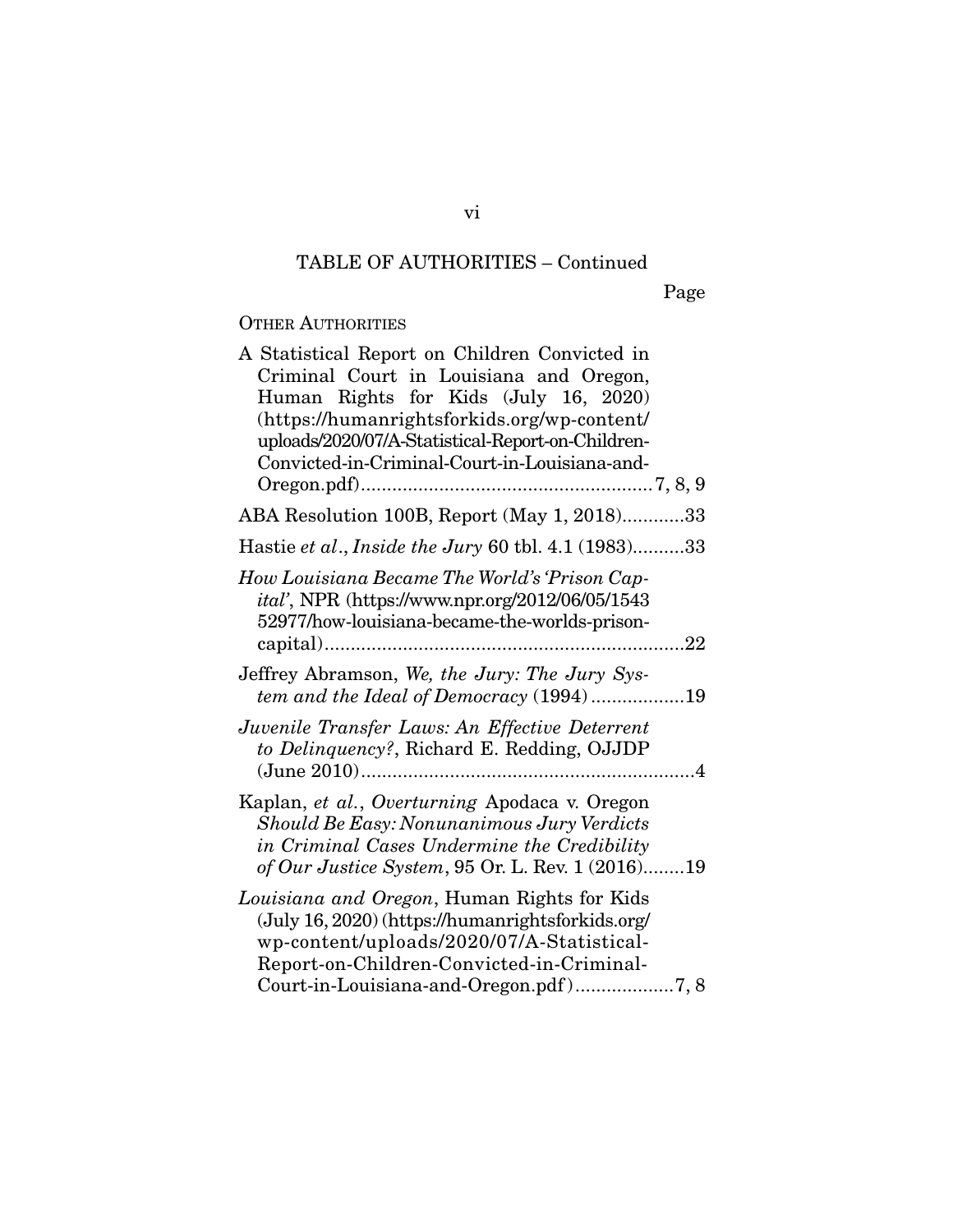TABLE OF AUTHORITIES – Continued

Page

OTHER AUTHORITIES

A Statistical Report on Children Convicted in Criminal Court in Louisiana and Oregon, Human Rights for Kids (July 16, 2020) (https://humanrightsforkids.org/wp-content/uploads/2020/07/A-Statistical-Report-on-Children-Convicted-in-Criminal-Court-in-Louisiana-and-Oregon.pdf)........................................................7, 8, 9

ABA Resolution 100B, Report (May 1, 2018)............33

Hastie *et al*., *Inside the Jury* 60 tbl. 4.1 (1983)..........33

*How Louisiana Became The World's 'Prison Capital'*, NPR (https://www.npr.org/2012/06/05/154352977/how-louisiana-became-the-worlds-prison-capital).....................................................................22

Jeffrey Abramson, *We, the Jury: The Jury System and the Ideal of Democracy* (1994)..................19

*Juvenile Transfer Laws: An Effective Deterrent to Delinquency?*, Richard E. Redding, OJJDP (June 2010)................................................................4

Kaplan, *et al.*, *Overturning* Apodaca v. Oregon *Should Be Easy: Nonunanimous Jury Verdicts in Criminal Cases Undermine the Credibility of Our Justice System*, 95 Or. L. Rev. 1 (2016)........19

*Louisiana and Oregon*, Human Rights for Kids (July 16, 2020) (https://humanrightsforkids.org/wp-content/uploads/2020/07/A-Statistical-Report-on-Children-Convicted-in-Criminal-Court-in-Louisiana-and-Oregon.pdf)...................7, 8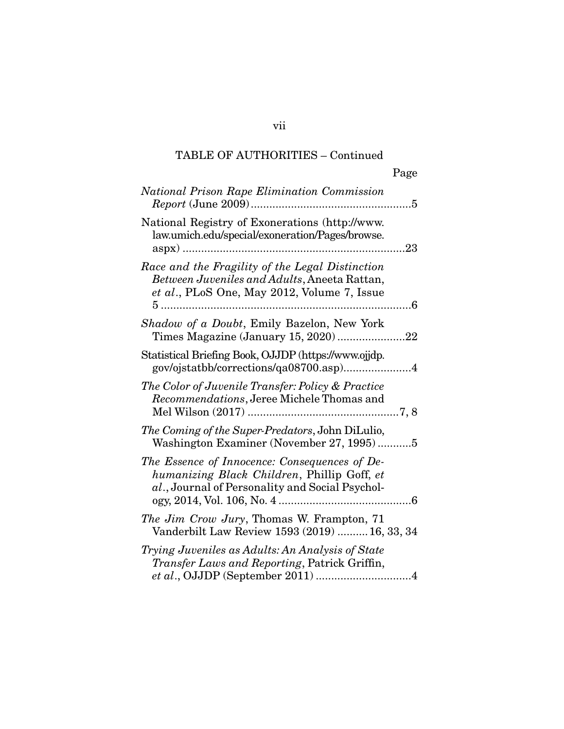TABLE OF AUTHORITIES – Continued

Page

*National Prison Rape Elimination Commission Report* (June 2009) ....................................................5

National Registry of Exonerations (http://www.law.umich.edu/special/exoneration/Pages/browse.aspx) ........................................................................23

*Race and the Fragility of the Legal Distinction Between Juveniles and Adults*, Aneeta Rattan, *et al*., PLoS One, May 2012, Volume 7, Issue 5 .................................................................................6

*Shadow of a Doubt*, Emily Bazelon, New York Times Magazine (January 15, 2020) ......................22

Statistical Briefing Book, OJJDP (https://www.ojjdp.gov/ojstatbb/corrections/qa08700.asp)......................4

*The Color of Juvenile Transfer: Policy & Practice Recommendations*, Jeree Michele Thomas and Mel Wilson (2017) .................................................7, 8

*The Coming of the Super-Predators*, John DiLulio, Washington Examiner (November 27, 1995) ...........5

*The Essence of Innocence: Consequences of Dehumanizing Black Children*, Phillip Goff, *et al*., Journal of Personality and Social Psychology, 2014, Vol. 106, No. 4 ...........................................6

*The Jim Crow Jury*, Thomas W. Frampton, 71 Vanderbilt Law Review 1593 (2019) .......... 16, 33, 34

*Trying Juveniles as Adults: An Analysis of State Transfer Laws and Reporting*, Patrick Griffin, *et al*., OJJDP (September 2011) ...............................4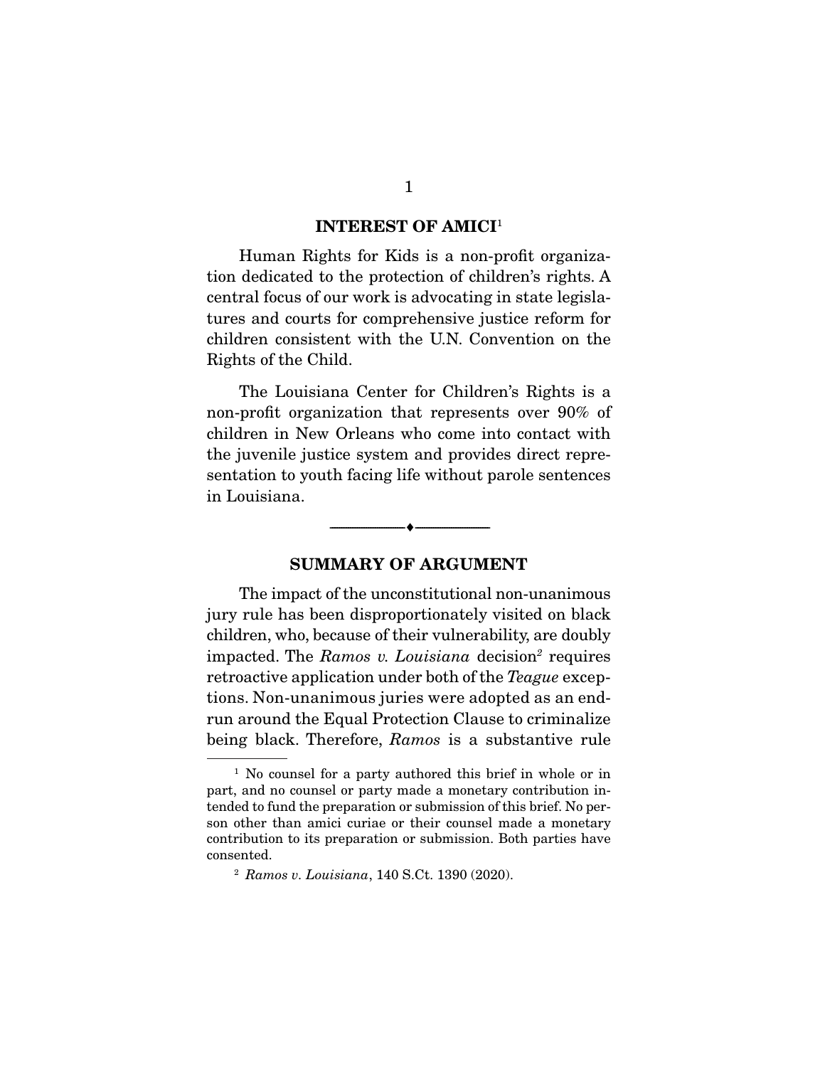## INTEREST OF AMICI[1]

Human Rights for Kids is a non-profit organization dedicated to the protection of children's rights. A central focus of our work is advocating in state legislatures and courts for comprehensive justice reform for children consistent with the U.N. Convention on the Rights of the Child.

The Louisiana Center for Children's Rights is a non-profit organization that represents over 90% of children in New Orleans who come into contact with the juvenile justice system and provides direct representation to youth facing life without parole sentences in Louisiana.

---

## SUMMARY OF ARGUMENT

The impact of the unconstitutional non-unanimous jury rule has been disproportionately visited on black children, who, because of their vulnerability, are doubly impacted. The *Ramos v. Louisiana* decision[2] requires retroactive application under both of the *Teague* exceptions. Non-unanimous juries were adopted as an end-run around the Equal Protection Clause to criminalize being black. Therefore, *Ramos* is a substantive rule

[1] No counsel for a party authored this brief in whole or in part, and no counsel or party made a monetary contribution intended to fund the preparation or submission of this brief. No person other than amici curiae or their counsel made a monetary contribution to its preparation or submission. Both parties have consented.

[2] *Ramos v. Louisiana*, 140 S.Ct. 1390 (2020).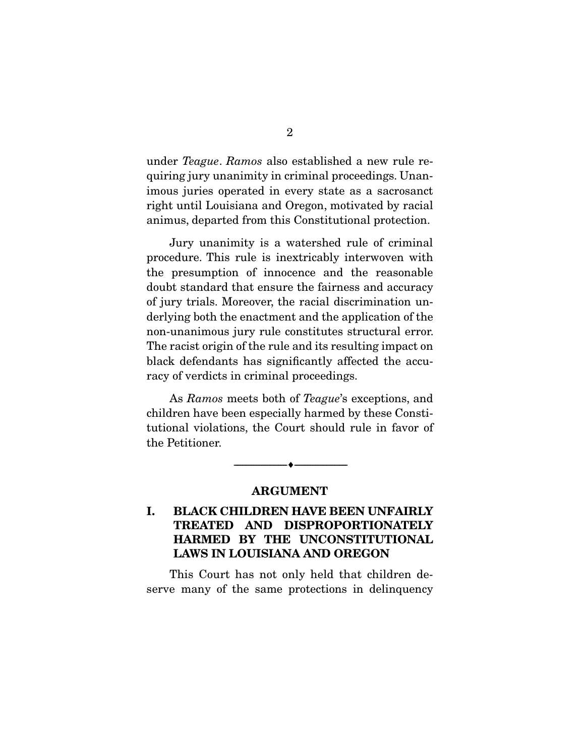under *Teague*. *Ramos* also established a new rule requiring jury unanimity in criminal proceedings. Unanimous juries operated in every state as a sacrosanct right until Louisiana and Oregon, motivated by racial animus, departed from this Constitutional protection.

Jury unanimity is a watershed rule of criminal procedure. This rule is inextricably interwoven with the presumption of innocence and the reasonable doubt standard that ensure the fairness and accuracy of jury trials. Moreover, the racial discrimination underlying both the enactment and the application of the non-unanimous jury rule constitutes structural error. The racist origin of the rule and its resulting impact on black defendants has significantly affected the accuracy of verdicts in criminal proceedings.

As *Ramos* meets both of *Teague*'s exceptions, and children have been especially harmed by these Constitutional violations, the Court should rule in favor of the Petitioner.

---

## ARGUMENT

### I. BLACK CHILDREN HAVE BEEN UNFAIRLY TREATED AND DISPROPORTIONATELY HARMED BY THE UNCONSTITUTIONAL LAWS IN LOUISIANA AND OREGON

This Court has not only held that children deserve many of the same protections in delinquency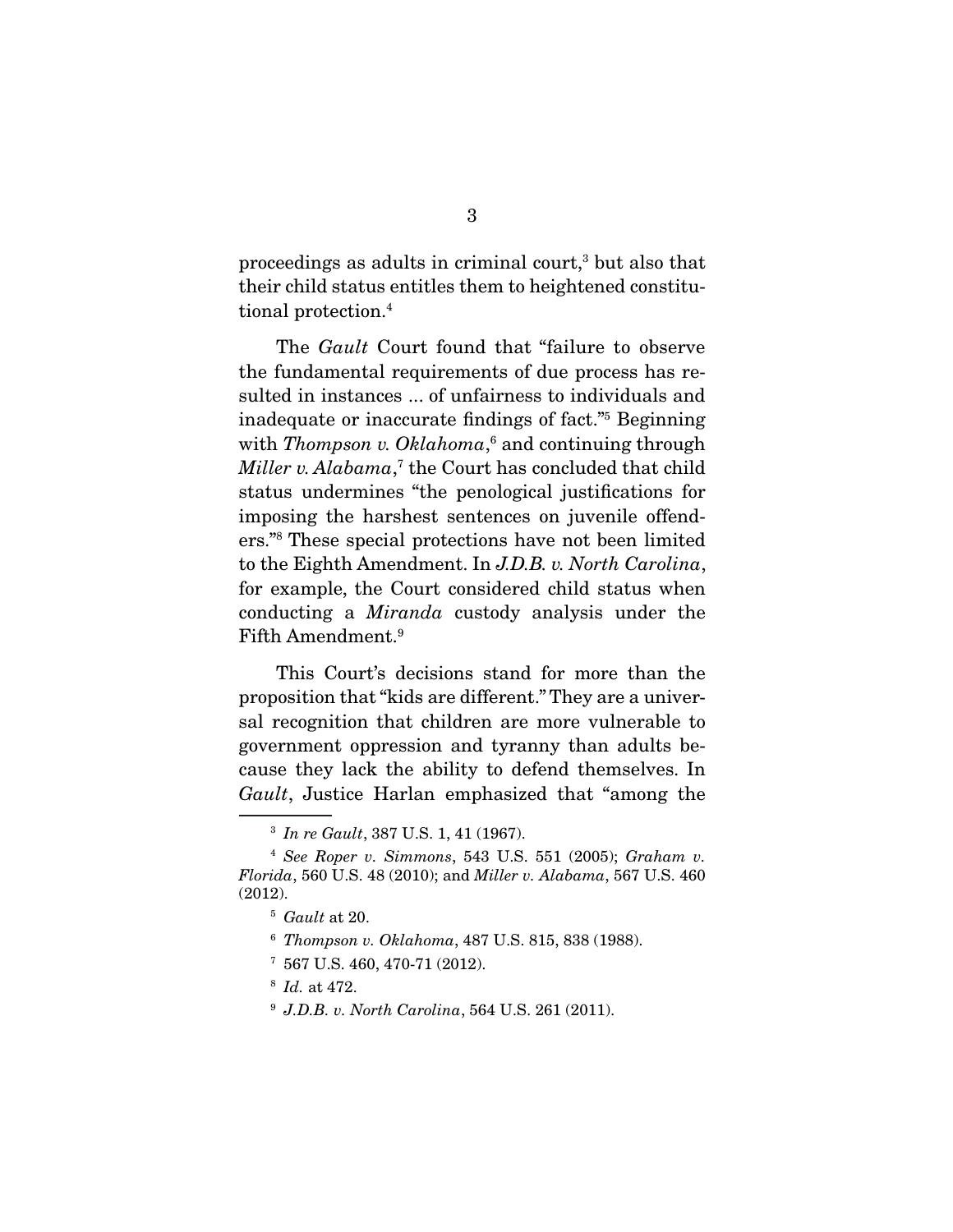proceedings as adults in criminal court,[3] but also that their child status entitles them to heightened constitutional protection.[4]

The *Gault* Court found that "failure to observe the fundamental requirements of due process has resulted in instances ... of unfairness to individuals and inadequate or inaccurate findings of fact."[5] Beginning with *Thompson v. Oklahoma*,[6] and continuing through *Miller v. Alabama*,[7] the Court has concluded that child status undermines "the penological justifications for imposing the harshest sentences on juvenile offenders."[8] These special protections have not been limited to the Eighth Amendment. In *J.D.B. v. North Carolina*, for example, the Court considered child status when conducting a *Miranda* custody analysis under the Fifth Amendment.[9]

This Court's decisions stand for more than the proposition that "kids are different." They are a universal recognition that children are more vulnerable to government oppression and tyranny than adults because they lack the ability to defend themselves. In *Gault*, Justice Harlan emphasized that "among the

---

[3] *In re Gault*, 387 U.S. 1, 41 (1967).

[4] *See Roper v. Simmons*, 543 U.S. 551 (2005); *Graham v. Florida*, 560 U.S. 48 (2010); and *Miller v. Alabama*, 567 U.S. 460 (2012).

[5] *Gault* at 20.

[6] *Thompson v. Oklahoma*, 487 U.S. 815, 838 (1988).

[7] 567 U.S. 460, 470-71 (2012).

[8] *Id.* at 472.

[9] *J.D.B. v. North Carolina*, 564 U.S. 261 (2011).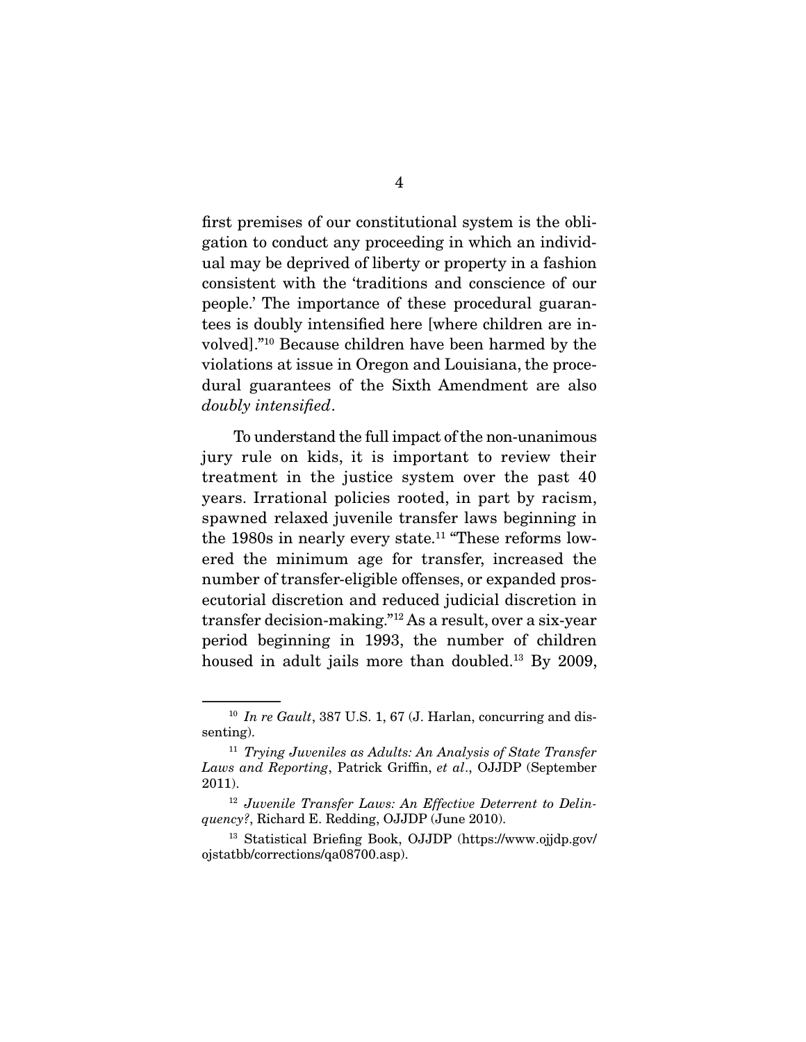first premises of our constitutional system is the obligation to conduct any proceeding in which an individual may be deprived of liberty or property in a fashion consistent with the 'traditions and conscience of our people.' The importance of these procedural guarantees is doubly intensified here [where children are involved]."[10] Because children have been harmed by the violations at issue in Oregon and Louisiana, the procedural guarantees of the Sixth Amendment are also *doubly intensified*.

To understand the full impact of the non-unanimous jury rule on kids, it is important to review their treatment in the justice system over the past 40 years. Irrational policies rooted, in part by racism, spawned relaxed juvenile transfer laws beginning in the 1980s in nearly every state.[11] "These reforms lowered the minimum age for transfer, increased the number of transfer-eligible offenses, or expanded prosecutorial discretion and reduced judicial discretion in transfer decision-making."[12] As a result, over a six-year period beginning in 1993, the number of children housed in adult jails more than doubled.[13] By 2009,

---

[10] *In re Gault*, 387 U.S. 1, 67 (J. Harlan, concurring and dissenting).

[11] *Trying Juveniles as Adults: An Analysis of State Transfer Laws and Reporting*, Patrick Griffin, *et al*., OJJDP (September 2011).

[12] *Juvenile Transfer Laws: An Effective Deterrent to Delinquency?*, Richard E. Redding, OJJDP (June 2010).

[13] Statistical Briefing Book, OJJDP (https://www.ojjdp.gov/ojstatbb/corrections/qa08700.asp).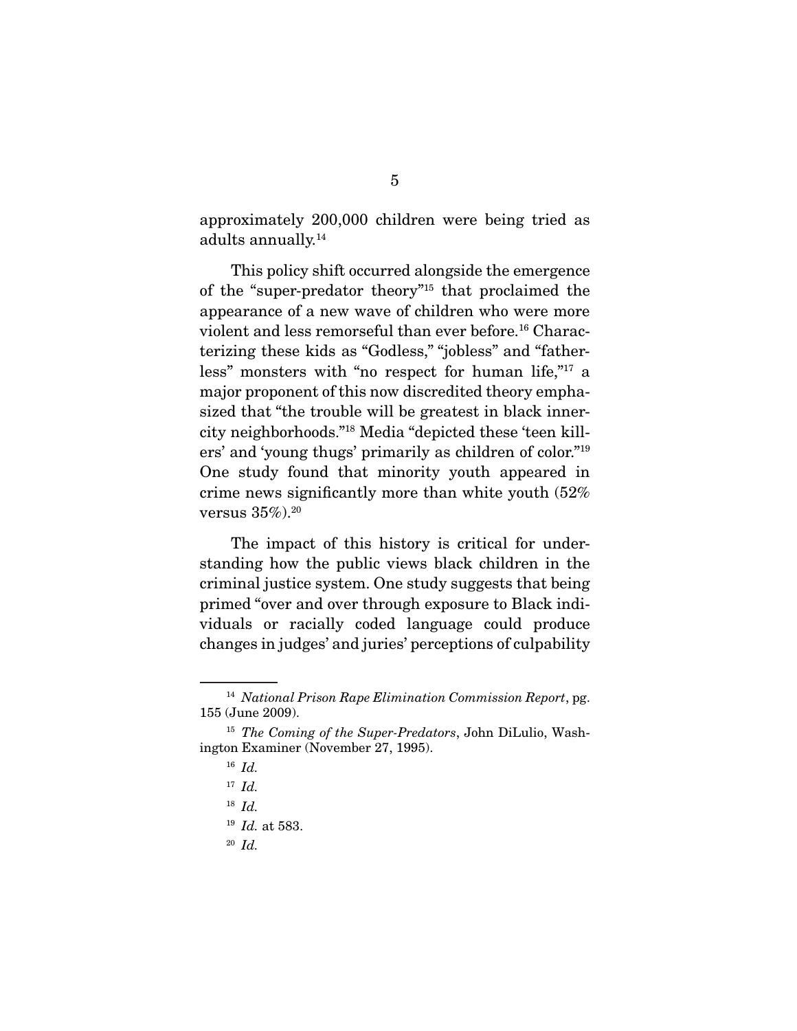approximately 200,000 children were being tried as adults annually.[14]

This policy shift occurred alongside the emergence of the "super-predator theory"[15] that proclaimed the appearance of a new wave of children who were more violent and less remorseful than ever before.[16] Characterizing these kids as "Godless," "jobless" and "fatherless" monsters with "no respect for human life,"[17] a major proponent of this now discredited theory emphasized that "the trouble will be greatest in black inner-city neighborhoods."[18] Media "depicted these 'teen killers' and 'young thugs' primarily as children of color."[19] One study found that minority youth appeared in crime news significantly more than white youth (52% versus 35%).[20]

The impact of this history is critical for understanding how the public views black children in the criminal justice system. One study suggests that being primed "over and over through exposure to Black individuals or racially coded language could produce changes in judges' and juries' perceptions of culpability

---

[14] *National Prison Rape Elimination Commission Report*, pg. 155 (June 2009).

[15] *The Coming of the Super-Predators*, John DiLulio, Washington Examiner (November 27, 1995).

[16] *Id.*

[17] *Id.*

[18] *Id.*

[19] *Id.* at 583.

[20] *Id.*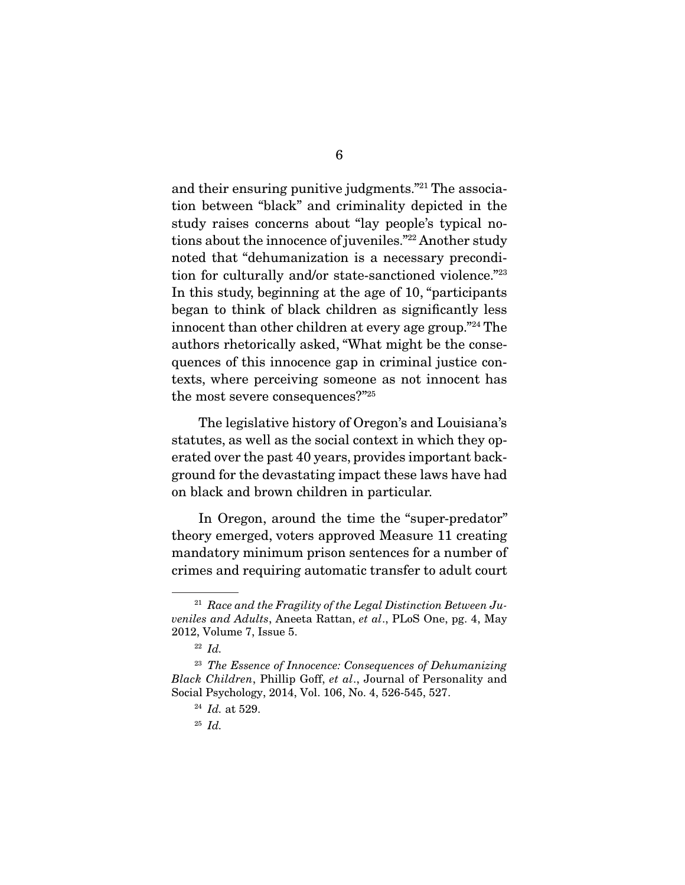and their ensuring punitive judgments."[21] The association between "black" and criminality depicted in the study raises concerns about "lay people's typical notions about the innocence of juveniles."[22] Another study noted that "dehumanization is a necessary precondition for culturally and/or state-sanctioned violence."[23] In this study, beginning at the age of 10, "participants began to think of black children as significantly less innocent than other children at every age group."[24] The authors rhetorically asked, "What might be the consequences of this innocence gap in criminal justice contexts, where perceiving someone as not innocent has the most severe consequences?"[25]

The legislative history of Oregon's and Louisiana's statutes, as well as the social context in which they operated over the past 40 years, provides important background for the devastating impact these laws have had on black and brown children in particular.

In Oregon, around the time the "super-predator" theory emerged, voters approved Measure 11 creating mandatory minimum prison sentences for a number of crimes and requiring automatic transfer to adult court

---

[21] *Race and the Fragility of the Legal Distinction Between Juveniles and Adults*, Aneeta Rattan, *et al*., PLoS One, pg. 4, May 2012, Volume 7, Issue 5.

[22] *Id.*

[23] *The Essence of Innocence: Consequences of Dehumanizing Black Children*, Phillip Goff, *et al*., Journal of Personality and Social Psychology, 2014, Vol. 106, No. 4, 526-545, 527.

[24] *Id.* at 529.

[25] *Id.*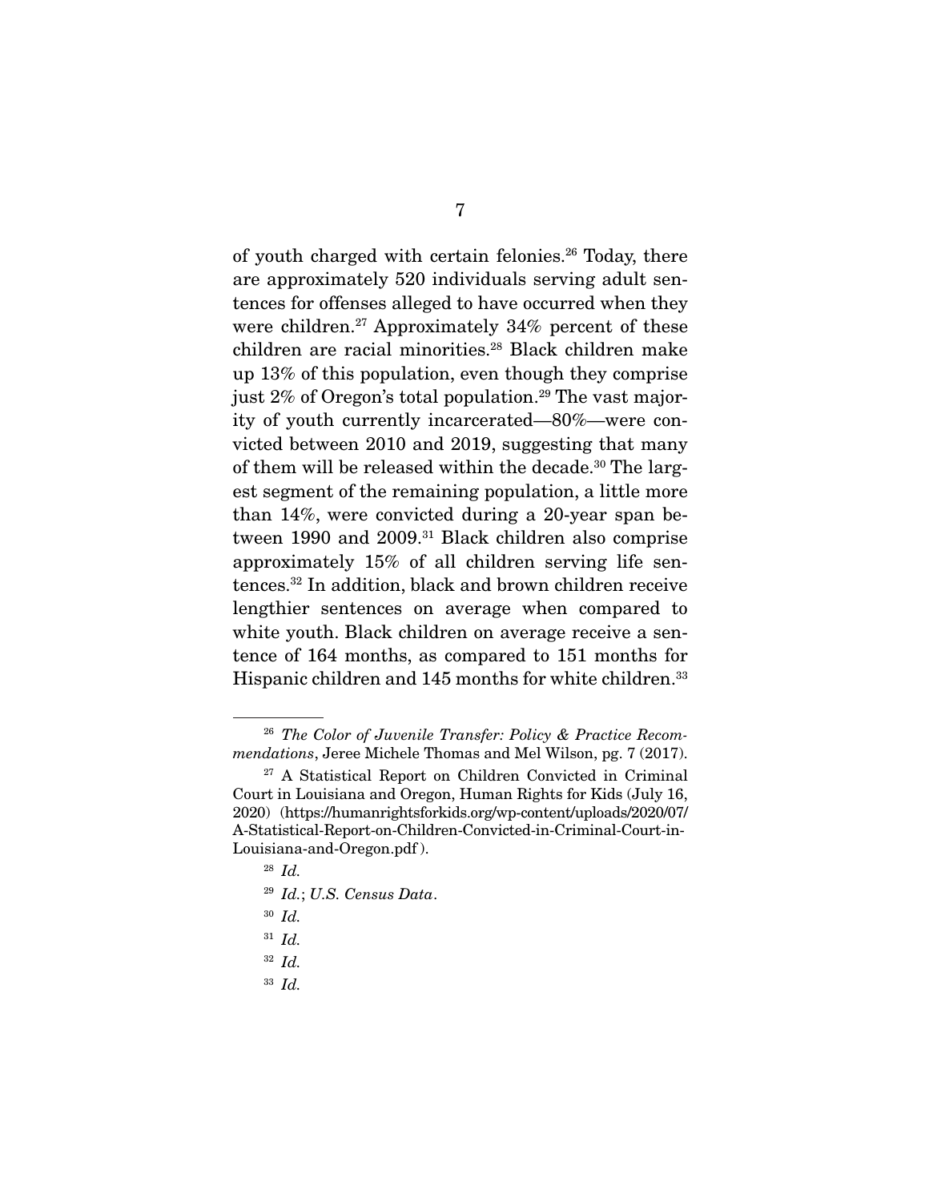of youth charged with certain felonies.[26] Today, there are approximately 520 individuals serving adult sentences for offenses alleged to have occurred when they were children.[27] Approximately 34% percent of these children are racial minorities.[28] Black children make up 13% of this population, even though they comprise just 2% of Oregon's total population.[29] The vast majority of youth currently incarcerated—80%—were convicted between 2010 and 2019, suggesting that many of them will be released within the decade.[30] The largest segment of the remaining population, a little more than 14%, were convicted during a 20-year span between 1990 and 2009.[31] Black children also comprise approximately 15% of all children serving life sentences.[32] In addition, black and brown children receive lengthier sentences on average when compared to white youth. Black children on average receive a sentence of 164 months, as compared to 151 months for Hispanic children and 145 months for white children.[33]

---

[26] *The Color of Juvenile Transfer: Policy & Practice Recommendations*, Jeree Michele Thomas and Mel Wilson, pg. 7 (2017).

[27] A Statistical Report on Children Convicted in Criminal Court in Louisiana and Oregon, Human Rights for Kids (July 16, 2020) (https://humanrightsforkids.org/wp-content/uploads/2020/07/A-Statistical-Report-on-Children-Convicted-in-Criminal-Court-in-Louisiana-and-Oregon.pdf ).

[28] *Id.*

[29] *Id.*; *U.S. Census Data*.

[30] *Id.*

[31] *Id.*

[32] *Id.*

[33] *Id.*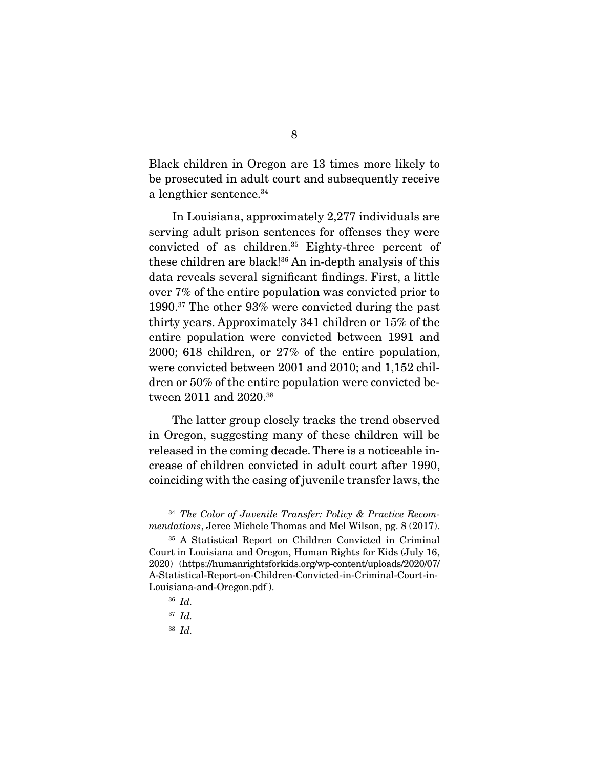Black children in Oregon are 13 times more likely to be prosecuted in adult court and subsequently receive a lengthier sentence.[34]

In Louisiana, approximately 2,277 individuals are serving adult prison sentences for offenses they were convicted of as children.[35] Eighty-three percent of these children are black![36] An in-depth analysis of this data reveals several significant findings. First, a little over 7% of the entire population was convicted prior to 1990.[37] The other 93% were convicted during the past thirty years. Approximately 341 children or 15% of the entire population were convicted between 1991 and 2000; 618 children, or 27% of the entire population, were convicted between 2001 and 2010; and 1,152 children or 50% of the entire population were convicted between 2011 and 2020.[38]

The latter group closely tracks the trend observed in Oregon, suggesting many of these children will be released in the coming decade. There is a noticeable increase of children convicted in adult court after 1990, coinciding with the easing of juvenile transfer laws, the

---

[34] *The Color of Juvenile Transfer: Policy & Practice Recommendations*, Jeree Michele Thomas and Mel Wilson, pg. 8 (2017).

[35] A Statistical Report on Children Convicted in Criminal Court in Louisiana and Oregon, Human Rights for Kids (July 16, 2020) (https://humanrightsforkids.org/wp-content/uploads/2020/07/A-Statistical-Report-on-Children-Convicted-in-Criminal-Court-in-Louisiana-and-Oregon.pdf ).

[36] *Id.*

[37] *Id.*

[38] *Id.*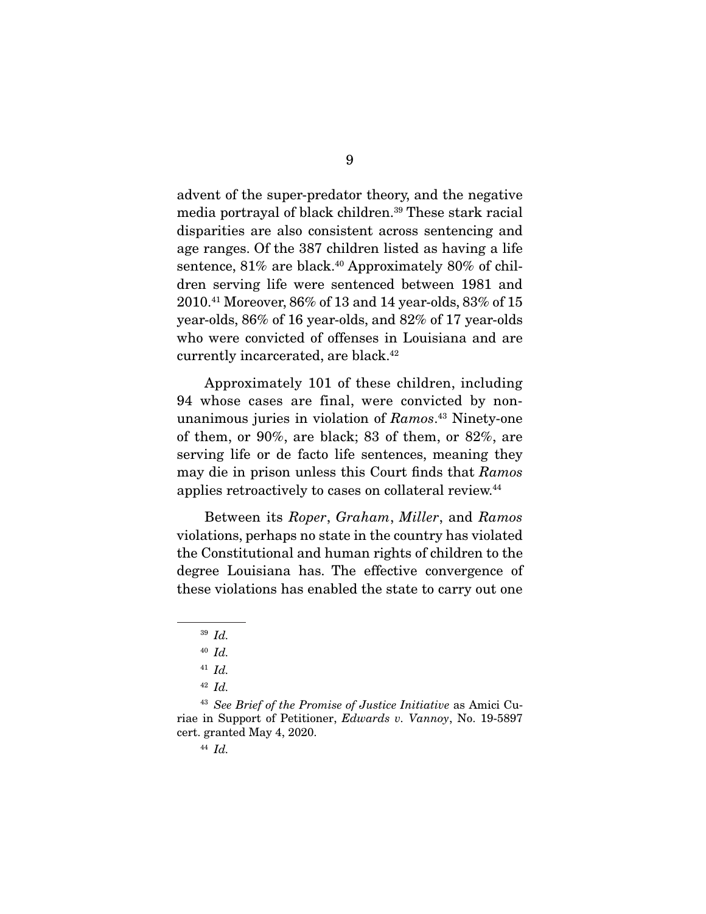advent of the super-predator theory, and the negative media portrayal of black children.[39] These stark racial disparities are also consistent across sentencing and age ranges. Of the 387 children listed as having a life sentence, 81% are black.[40] Approximately 80% of children serving life were sentenced between 1981 and 2010.[41] Moreover, 86% of 13 and 14 year-olds, 83% of 15 year-olds, 86% of 16 year-olds, and 82% of 17 year-olds who were convicted of offenses in Louisiana and are currently incarcerated, are black.[42]

Approximately 101 of these children, including 94 whose cases are final, were convicted by non-unanimous juries in violation of *Ramos*.[43] Ninety-one of them, or 90%, are black; 83 of them, or 82%, are serving life or de facto life sentences, meaning they may die in prison unless this Court finds that *Ramos* applies retroactively to cases on collateral review.[44]

Between its *Roper*, *Graham*, *Miller*, and *Ramos* violations, perhaps no state in the country has violated the Constitutional and human rights of children to the degree Louisiana has. The effective convergence of these violations has enabled the state to carry out one

---

[39] *Id.*

[40] *Id.*

[41] *Id.*

[42] *Id.*

[43] *See Brief of the Promise of Justice Initiative* as Amici Curiae in Support of Petitioner, *Edwards v. Vannoy*, No. 19-5897 cert. granted May 4, 2020.

[44] *Id.*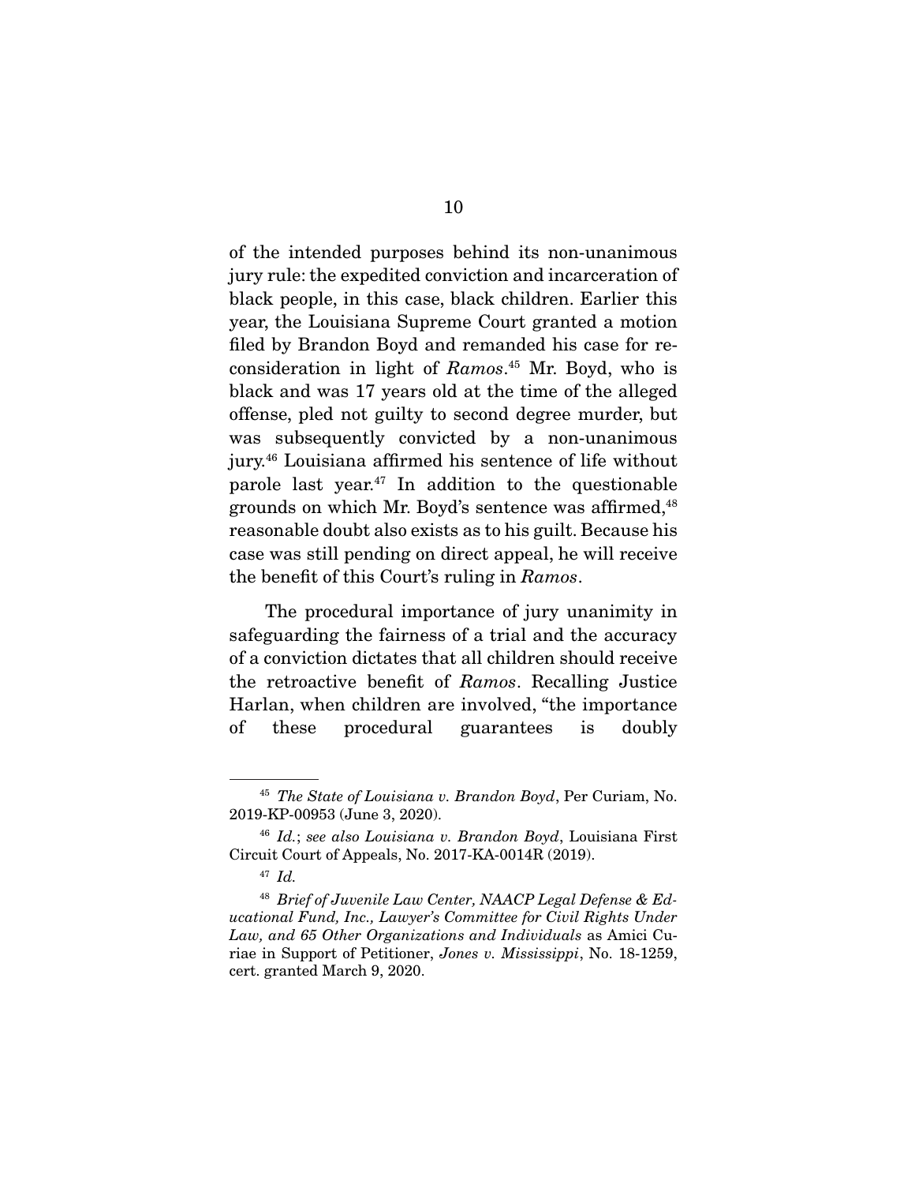of the intended purposes behind its non-unanimous jury rule: the expedited conviction and incarceration of black people, in this case, black children. Earlier this year, the Louisiana Supreme Court granted a motion filed by Brandon Boyd and remanded his case for reconsideration in light of *Ramos*.[45] Mr. Boyd, who is black and was 17 years old at the time of the alleged offense, pled not guilty to second degree murder, but was subsequently convicted by a non-unanimous jury.[46] Louisiana affirmed his sentence of life without parole last year.[47] In addition to the questionable grounds on which Mr. Boyd's sentence was affirmed,[48] reasonable doubt also exists as to his guilt. Because his case was still pending on direct appeal, he will receive the benefit of this Court's ruling in *Ramos*.

The procedural importance of jury unanimity in safeguarding the fairness of a trial and the accuracy of a conviction dictates that all children should receive the retroactive benefit of *Ramos*. Recalling Justice Harlan, when children are involved, "the importance of these procedural guarantees is doubly

---

[45] *The State of Louisiana v. Brandon Boyd*, Per Curiam, No. 2019-KP-00953 (June 3, 2020).

[46] *Id.*; *see also Louisiana v. Brandon Boyd*, Louisiana First Circuit Court of Appeals, No. 2017-KA-0014R (2019).

[47] *Id.*

[48] *Brief of Juvenile Law Center, NAACP Legal Defense & Educational Fund, Inc., Lawyer's Committee for Civil Rights Under Law, and 65 Other Organizations and Individuals* as Amici Curiae in Support of Petitioner, *Jones v. Mississippi*, No. 18-1259, cert. granted March 9, 2020.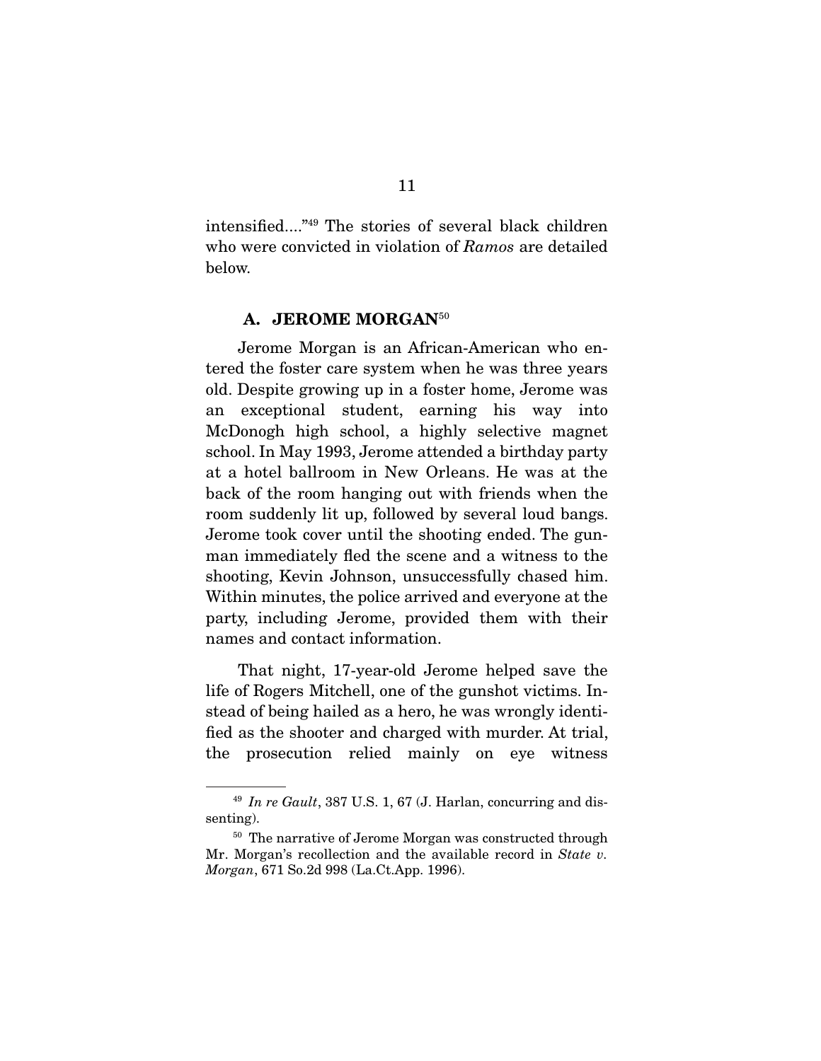intensified...."[49] The stories of several black children who were convicted in violation of *Ramos* are detailed below.

### A. JEROME MORGAN[50]

Jerome Morgan is an African-American who entered the foster care system when he was three years old. Despite growing up in a foster home, Jerome was an exceptional student, earning his way into McDonogh high school, a highly selective magnet school. In May 1993, Jerome attended a birthday party at a hotel ballroom in New Orleans. He was at the back of the room hanging out with friends when the room suddenly lit up, followed by several loud bangs. Jerome took cover until the shooting ended. The gunman immediately fled the scene and a witness to the shooting, Kevin Johnson, unsuccessfully chased him. Within minutes, the police arrived and everyone at the party, including Jerome, provided them with their names and contact information.

That night, 17-year-old Jerome helped save the life of Rogers Mitchell, one of the gunshot victims. Instead of being hailed as a hero, he was wrongly identified as the shooter and charged with murder. At trial, the prosecution relied mainly on eye witness

---

[49] *In re Gault*, 387 U.S. 1, 67 (J. Harlan, concurring and dissenting).

[50] The narrative of Jerome Morgan was constructed through Mr. Morgan's recollection and the available record in *State v. Morgan*, 671 So.2d 998 (La.Ct.App. 1996).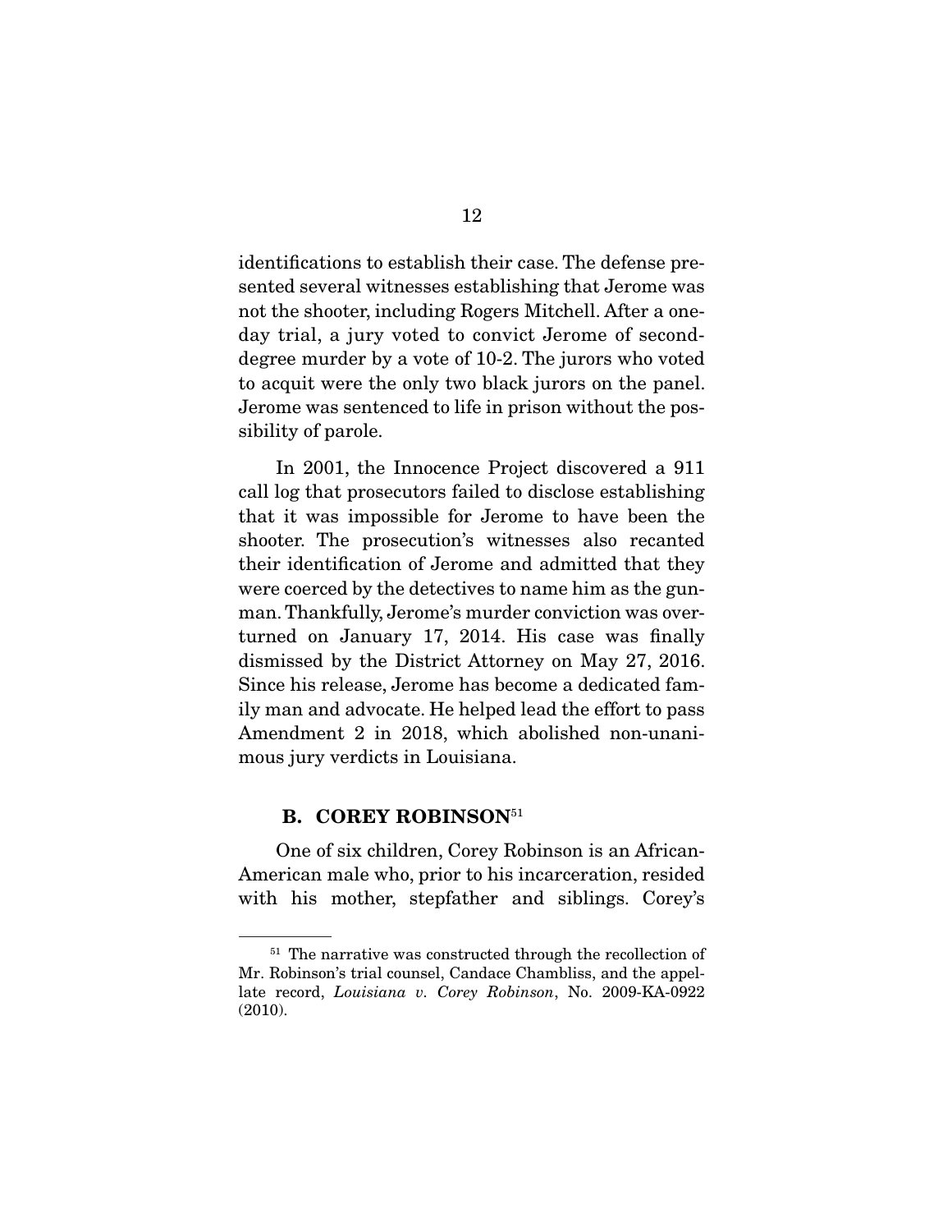identifications to establish their case. The defense presented several witnesses establishing that Jerome was not the shooter, including Rogers Mitchell. After a one-day trial, a jury voted to convict Jerome of second-degree murder by a vote of 10-2. The jurors who voted to acquit were the only two black jurors on the panel. Jerome was sentenced to life in prison without the possibility of parole.

In 2001, the Innocence Project discovered a 911 call log that prosecutors failed to disclose establishing that it was impossible for Jerome to have been the shooter. The prosecution's witnesses also recanted their identification of Jerome and admitted that they were coerced by the detectives to name him as the gunman. Thankfully, Jerome's murder conviction was overturned on January 17, 2014. His case was finally dismissed by the District Attorney on May 27, 2016. Since his release, Jerome has become a dedicated family man and advocate. He helped lead the effort to pass Amendment 2 in 2018, which abolished non-unanimous jury verdicts in Louisiana.

### B. COREY ROBINSON[51]

One of six children, Corey Robinson is an African-American male who, prior to his incarceration, resided with his mother, stepfather and siblings. Corey's

---

[51] The narrative was constructed through the recollection of Mr. Robinson's trial counsel, Candace Chambliss, and the appellate record, *Louisiana v. Corey Robinson*, No. 2009-KA-0922 (2010).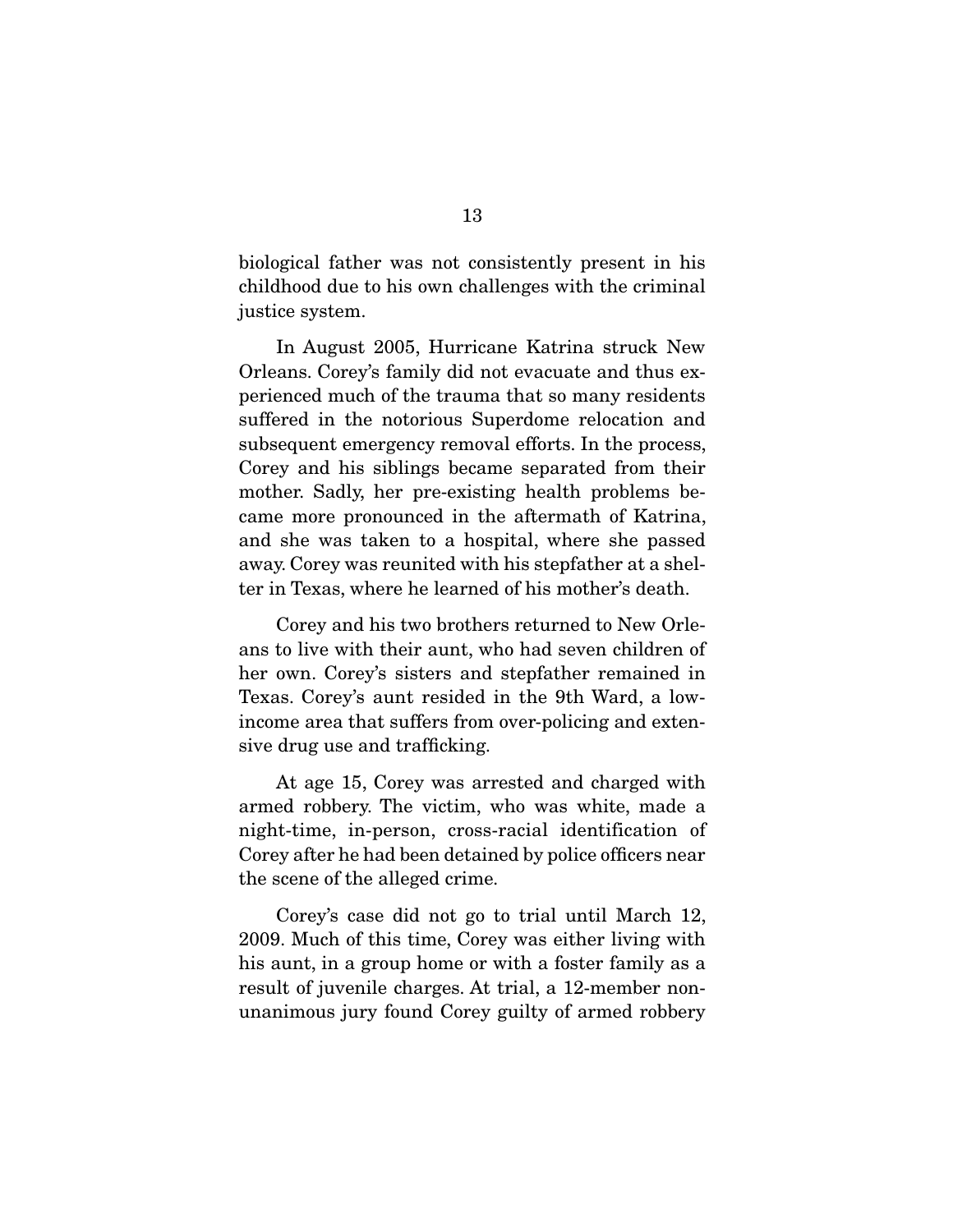biological father was not consistently present in his childhood due to his own challenges with the criminal justice system.

In August 2005, Hurricane Katrina struck New Orleans. Corey's family did not evacuate and thus experienced much of the trauma that so many residents suffered in the notorious Superdome relocation and subsequent emergency removal efforts. In the process, Corey and his siblings became separated from their mother. Sadly, her pre-existing health problems became more pronounced in the aftermath of Katrina, and she was taken to a hospital, where she passed away. Corey was reunited with his stepfather at a shelter in Texas, where he learned of his mother's death.

Corey and his two brothers returned to New Orleans to live with their aunt, who had seven children of her own. Corey's sisters and stepfather remained in Texas. Corey's aunt resided in the 9th Ward, a low-income area that suffers from over-policing and extensive drug use and trafficking.

At age 15, Corey was arrested and charged with armed robbery. The victim, who was white, made a night-time, in-person, cross-racial identification of Corey after he had been detained by police officers near the scene of the alleged crime.

Corey's case did not go to trial until March 12, 2009. Much of this time, Corey was either living with his aunt, in a group home or with a foster family as a result of juvenile charges. At trial, a 12-member non-unanimous jury found Corey guilty of armed robbery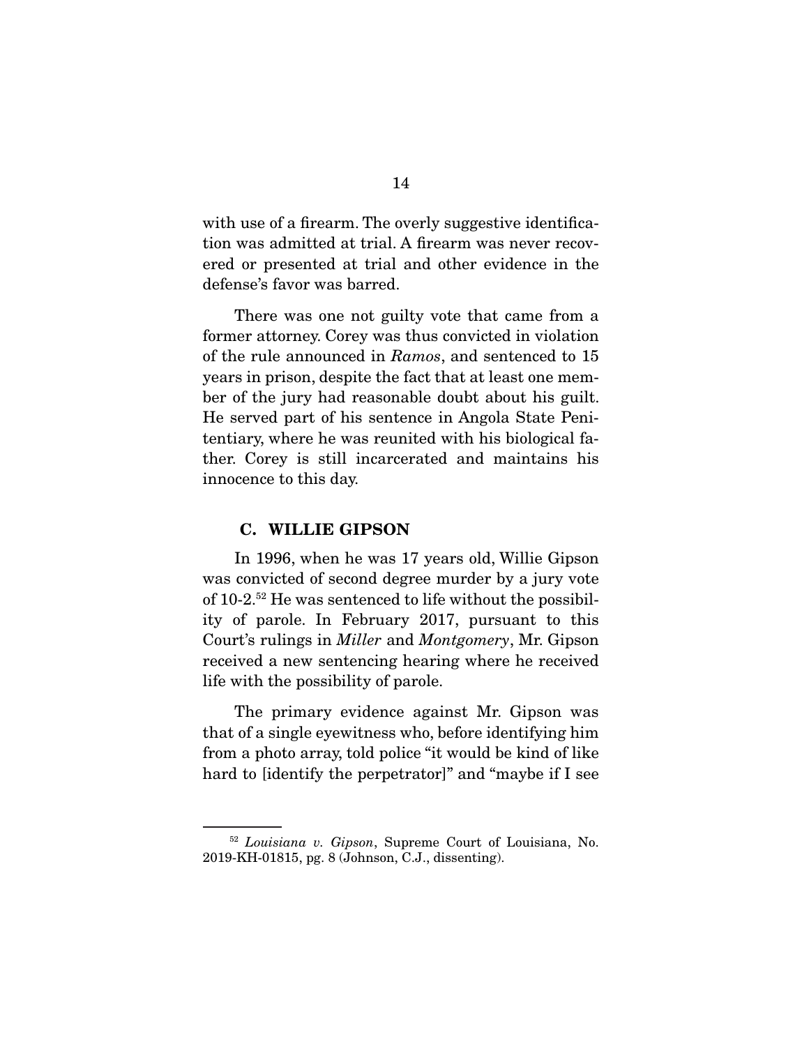with use of a firearm. The overly suggestive identification was admitted at trial. A firearm was never recovered or presented at trial and other evidence in the defense's favor was barred.

There was one not guilty vote that came from a former attorney. Corey was thus convicted in violation of the rule announced in *Ramos*, and sentenced to 15 years in prison, despite the fact that at least one member of the jury had reasonable doubt about his guilt. He served part of his sentence in Angola State Penitentiary, where he was reunited with his biological father. Corey is still incarcerated and maintains his innocence to this day.

### C. WILLIE GIPSON

In 1996, when he was 17 years old, Willie Gipson was convicted of second degree murder by a jury vote of 10-2.[52] He was sentenced to life without the possibility of parole. In February 2017, pursuant to this Court's rulings in *Miller* and *Montgomery*, Mr. Gipson received a new sentencing hearing where he received life with the possibility of parole.

The primary evidence against Mr. Gipson was that of a single eyewitness who, before identifying him from a photo array, told police "it would be kind of like hard to [identify the perpetrator]" and "maybe if I see

[52] *Louisiana v. Gipson*, Supreme Court of Louisiana, No. 2019-KH-01815, pg. 8 (Johnson, C.J., dissenting).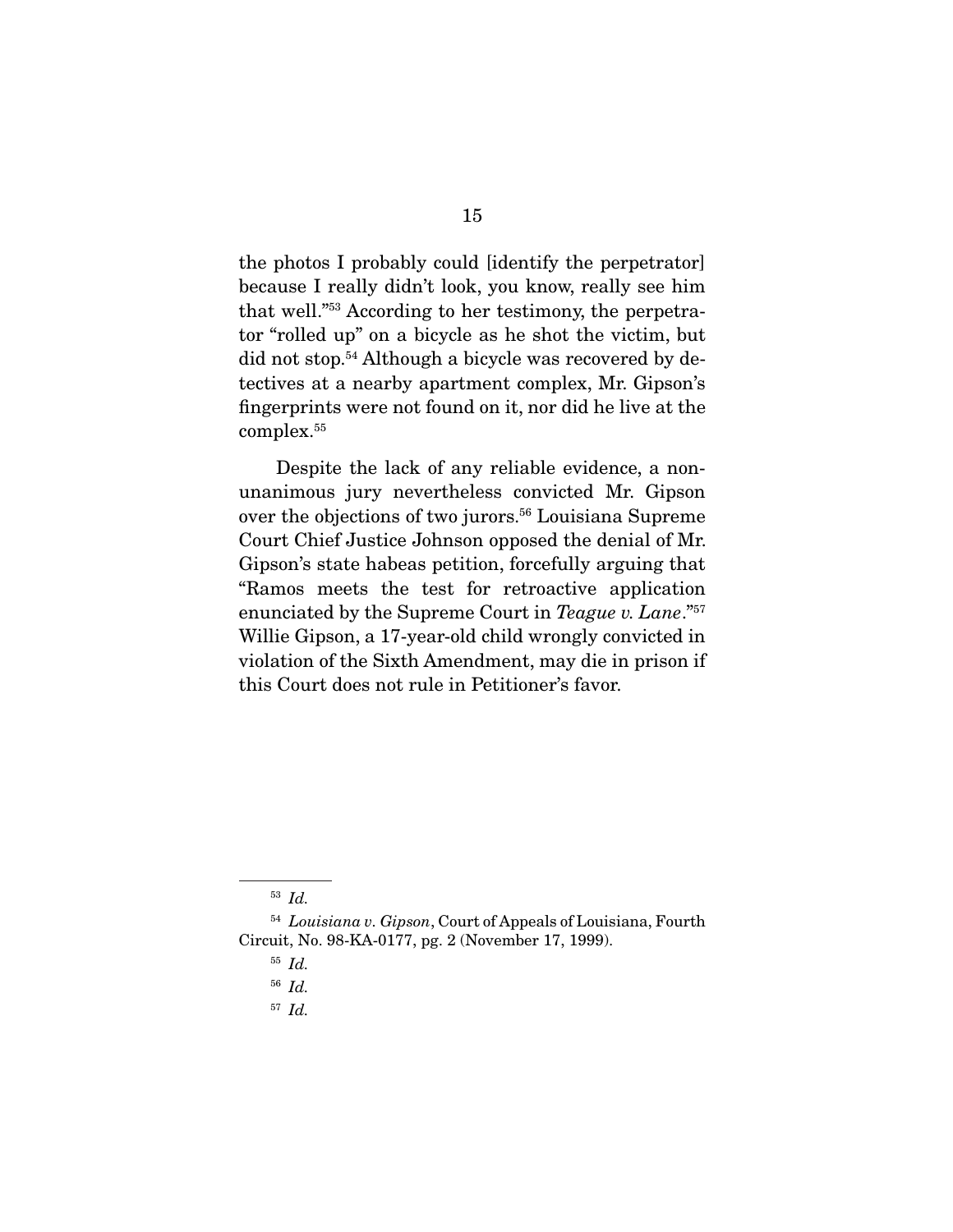the photos I probably could [identify the perpetrator] because I really didn't look, you know, really see him that well."[53] According to her testimony, the perpetrator "rolled up" on a bicycle as he shot the victim, but did not stop.[54] Although a bicycle was recovered by detectives at a nearby apartment complex, Mr. Gipson's fingerprints were not found on it, nor did he live at the complex.[55]

Despite the lack of any reliable evidence, a non-unanimous jury nevertheless convicted Mr. Gipson over the objections of two jurors.[56] Louisiana Supreme Court Chief Justice Johnson opposed the denial of Mr. Gipson's state habeas petition, forcefully arguing that "Ramos meets the test for retroactive application enunciated by the Supreme Court in *Teague v. Lane*."[57] Willie Gipson, a 17-year-old child wrongly convicted in violation of the Sixth Amendment, may die in prison if this Court does not rule in Petitioner's favor.

---

[53] *Id.*

[54] *Louisiana v. Gipson*, Court of Appeals of Louisiana, Fourth Circuit, No. 98-KA-0177, pg. 2 (November 17, 1999).

[55] *Id.*

[56] *Id.*

[57] *Id.*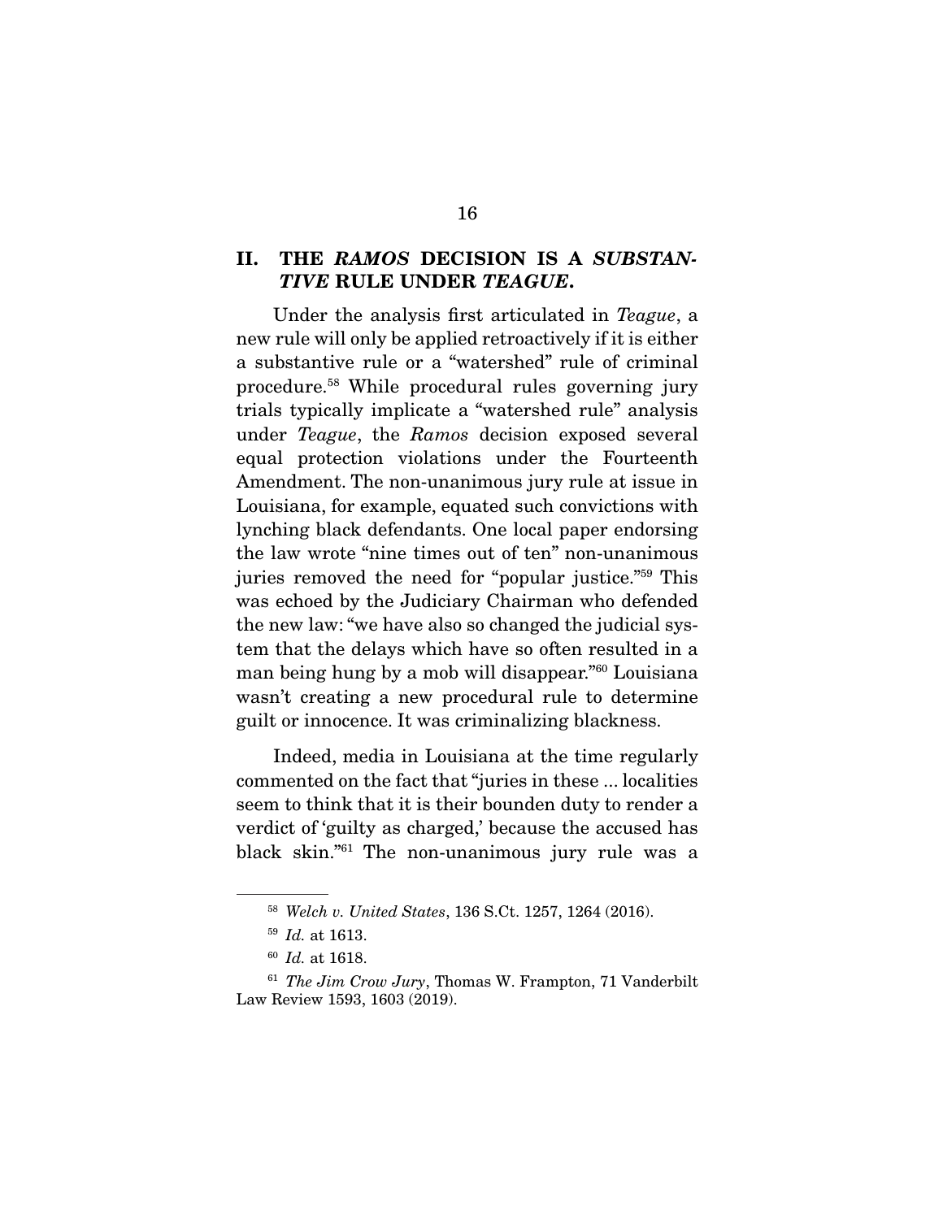## II. THE *RAMOS* DECISION IS A *SUBSTANTIVE* RULE UNDER *TEAGUE*.

Under the analysis first articulated in *Teague*, a new rule will only be applied retroactively if it is either a substantive rule or a "watershed" rule of criminal procedure.[58] While procedural rules governing jury trials typically implicate a "watershed rule" analysis under *Teague*, the *Ramos* decision exposed several equal protection violations under the Fourteenth Amendment. The non-unanimous jury rule at issue in Louisiana, for example, equated such convictions with lynching black defendants. One local paper endorsing the law wrote "nine times out of ten" non-unanimous juries removed the need for "popular justice."[59] This was echoed by the Judiciary Chairman who defended the new law: "we have also so changed the judicial system that the delays which have so often resulted in a man being hung by a mob will disappear."[60] Louisiana wasn't creating a new procedural rule to determine guilt or innocence. It was criminalizing blackness.

Indeed, media in Louisiana at the time regularly commented on the fact that "juries in these ... localities seem to think that it is their bounden duty to render a verdict of 'guilty as charged,' because the accused has black skin."[61] The non-unanimous jury rule was a

---

[58] *Welch v. United States*, 136 S.Ct. 1257, 1264 (2016).

[59] *Id.* at 1613.

[60] *Id.* at 1618.

[61] *The Jim Crow Jury*, Thomas W. Frampton, 71 Vanderbilt Law Review 1593, 1603 (2019).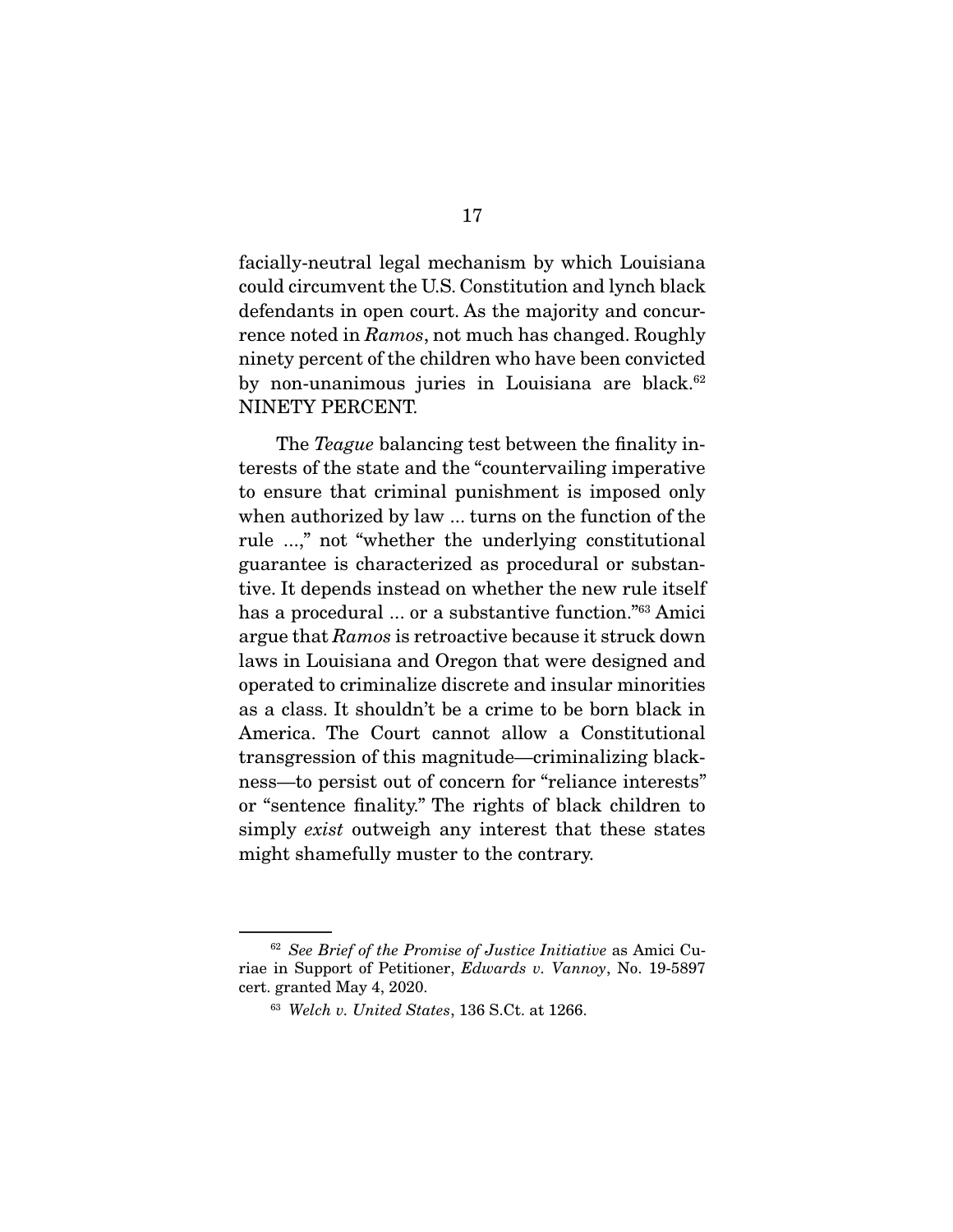facially-neutral legal mechanism by which Louisiana could circumvent the U.S. Constitution and lynch black defendants in open court. As the majority and concurrence noted in *Ramos*, not much has changed. Roughly ninety percent of the children who have been convicted by non-unanimous juries in Louisiana are black.[62] NINETY PERCENT.

The *Teague* balancing test between the finality interests of the state and the "countervailing imperative to ensure that criminal punishment is imposed only when authorized by law ... turns on the function of the rule ...," not "whether the underlying constitutional guarantee is characterized as procedural or substantive. It depends instead on whether the new rule itself has a procedural ... or a substantive function."[63] Amici argue that *Ramos* is retroactive because it struck down laws in Louisiana and Oregon that were designed and operated to criminalize discrete and insular minorities as a class. It shouldn't be a crime to be born black in America. The Court cannot allow a Constitutional transgression of this magnitude—criminalizing blackness—to persist out of concern for "reliance interests" or "sentence finality." The rights of black children to simply *exist* outweigh any interest that these states might shamefully muster to the contrary.

---

[62] *See Brief of the Promise of Justice Initiative* as Amici Curiae in Support of Petitioner, *Edwards v. Vannoy*, No. 19-5897 cert. granted May 4, 2020.

[63] *Welch v. United States*, 136 S.Ct. at 1266.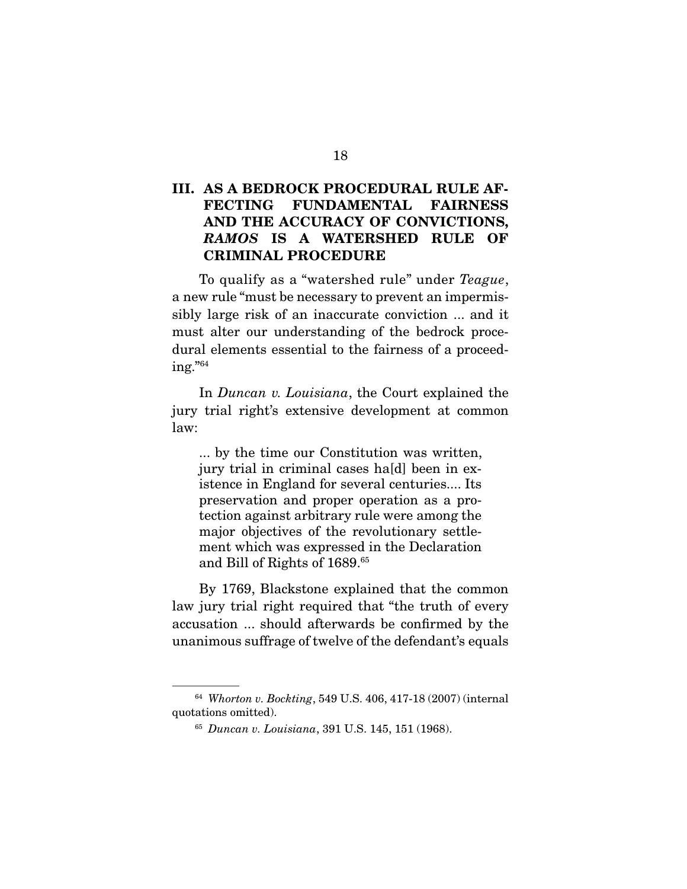## III. AS A BEDROCK PROCEDURAL RULE AFFECTING FUNDAMENTAL FAIRNESS AND THE ACCURACY OF CONVICTIONS, *RAMOS* IS A WATERSHED RULE OF CRIMINAL PROCEDURE

To qualify as a "watershed rule" under *Teague*, a new rule "must be necessary to prevent an impermissibly large risk of an inaccurate conviction ... and it must alter our understanding of the bedrock procedural elements essential to the fairness of a proceeding."[64]

In *Duncan v. Louisiana*, the Court explained the jury trial right's extensive development at common law:

> ... by the time our Constitution was written, jury trial in criminal cases ha[d] been in existence in England for several centuries.... Its preservation and proper operation as a protection against arbitrary rule were among the major objectives of the revolutionary settlement which was expressed in the Declaration and Bill of Rights of 1689.[65]

By 1769, Blackstone explained that the common law jury trial right required that "the truth of every accusation ... should afterwards be confirmed by the unanimous suffrage of twelve of the defendant's equals

---

[64] *Whorton v. Bockting*, 549 U.S. 406, 417-18 (2007) (internal quotations omitted).

[65] *Duncan v. Louisiana*, 391 U.S. 145, 151 (1968).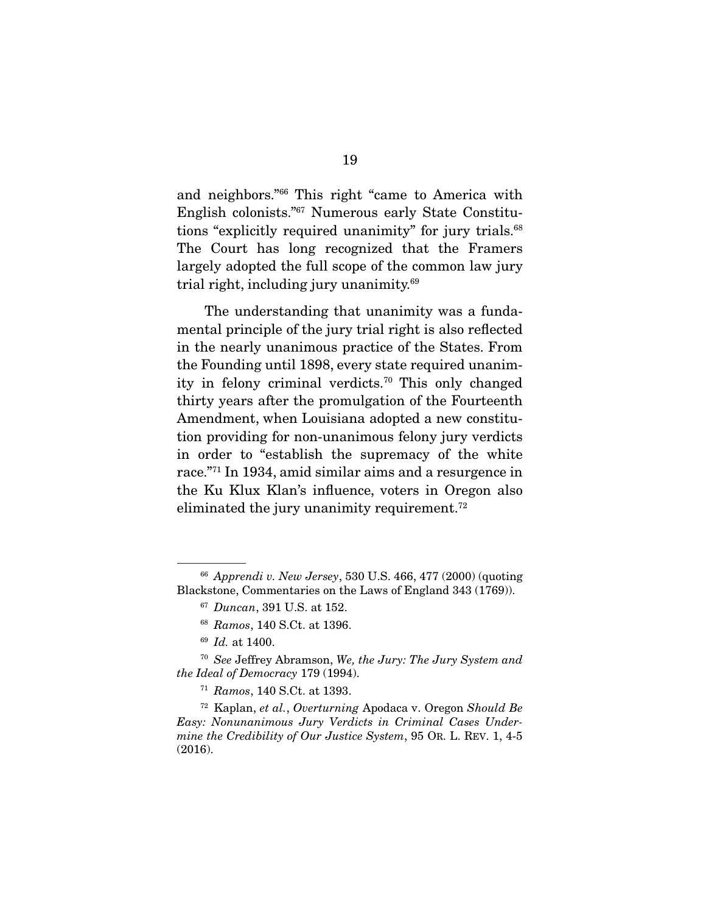and neighbors."[66] This right "came to America with English colonists."[67] Numerous early State Constitutions "explicitly required unanimity" for jury trials.[68] The Court has long recognized that the Framers largely adopted the full scope of the common law jury trial right, including jury unanimity.[69]

The understanding that unanimity was a fundamental principle of the jury trial right is also reflected in the nearly unanimous practice of the States. From the Founding until 1898, every state required unanimity in felony criminal verdicts.[70] This only changed thirty years after the promulgation of the Fourteenth Amendment, when Louisiana adopted a new constitution providing for non-unanimous felony jury verdicts in order to "establish the supremacy of the white race."[71] In 1934, amid similar aims and a resurgence in the Ku Klux Klan's influence, voters in Oregon also eliminated the jury unanimity requirement.[72]

---

[66] *Apprendi v. New Jersey*, 530 U.S. 466, 477 (2000) (quoting Blackstone, Commentaries on the Laws of England 343 (1769)).

[67] *Duncan*, 391 U.S. at 152.

[68] *Ramos*, 140 S.Ct. at 1396.

[69] *Id.* at 1400.

[70] *See* Jeffrey Abramson, *We, the Jury: The Jury System and the Ideal of Democracy* 179 (1994).

[71] *Ramos*, 140 S.Ct. at 1393.

[72] Kaplan, *et al.*, *Overturning* Apodaca v. Oregon *Should Be Easy: Nonunanimous Jury Verdicts in Criminal Cases Undermine the Credibility of Our Justice System*, 95 OR. L. REV. 1, 4-5 (2016).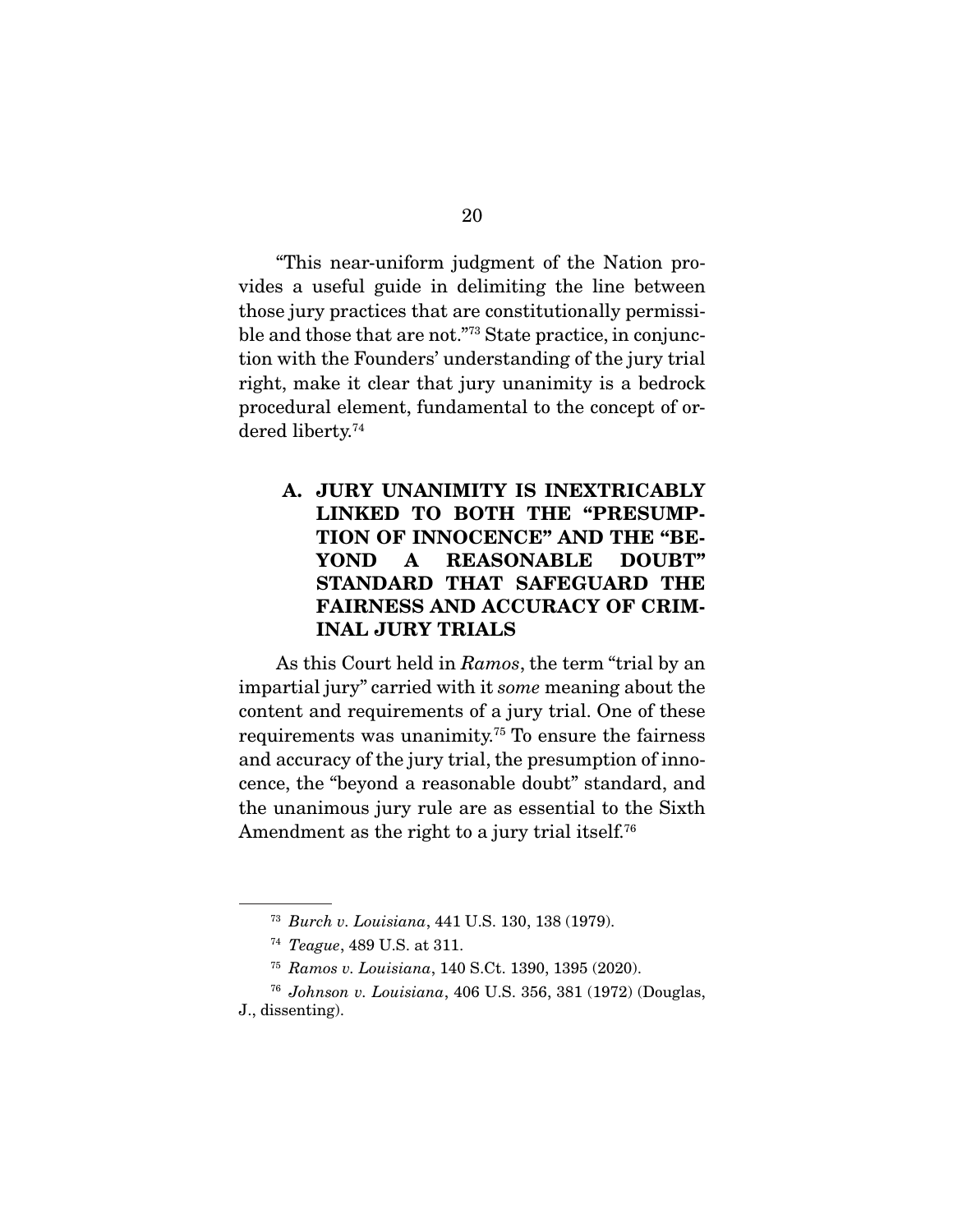"This near-uniform judgment of the Nation provides a useful guide in delimiting the line between those jury practices that are constitutionally permissible and those that are not."[73] State practice, in conjunction with the Founders' understanding of the jury trial right, make it clear that jury unanimity is a bedrock procedural element, fundamental to the concept of ordered liberty.[74]

## A. JURY UNANIMITY IS INEXTRICABLY LINKED TO BOTH THE "PRESUMPTION OF INNOCENCE" AND THE "BEYOND A REASONABLE DOUBT" STANDARD THAT SAFEGUARD THE FAIRNESS AND ACCURACY OF CRIMINAL JURY TRIALS

As this Court held in *Ramos*, the term "trial by an impartial jury" carried with it *some* meaning about the content and requirements of a jury trial. One of these requirements was unanimity.[75] To ensure the fairness and accuracy of the jury trial, the presumption of innocence, the "beyond a reasonable doubt" standard, and the unanimous jury rule are as essential to the Sixth Amendment as the right to a jury trial itself.[76]

---

[73] *Burch v. Louisiana*, 441 U.S. 130, 138 (1979).

[74] *Teague*, 489 U.S. at 311.

[75] *Ramos v. Louisiana*, 140 S.Ct. 1390, 1395 (2020).

[76] *Johnson v. Louisiana*, 406 U.S. 356, 381 (1972) (Douglas, J., dissenting).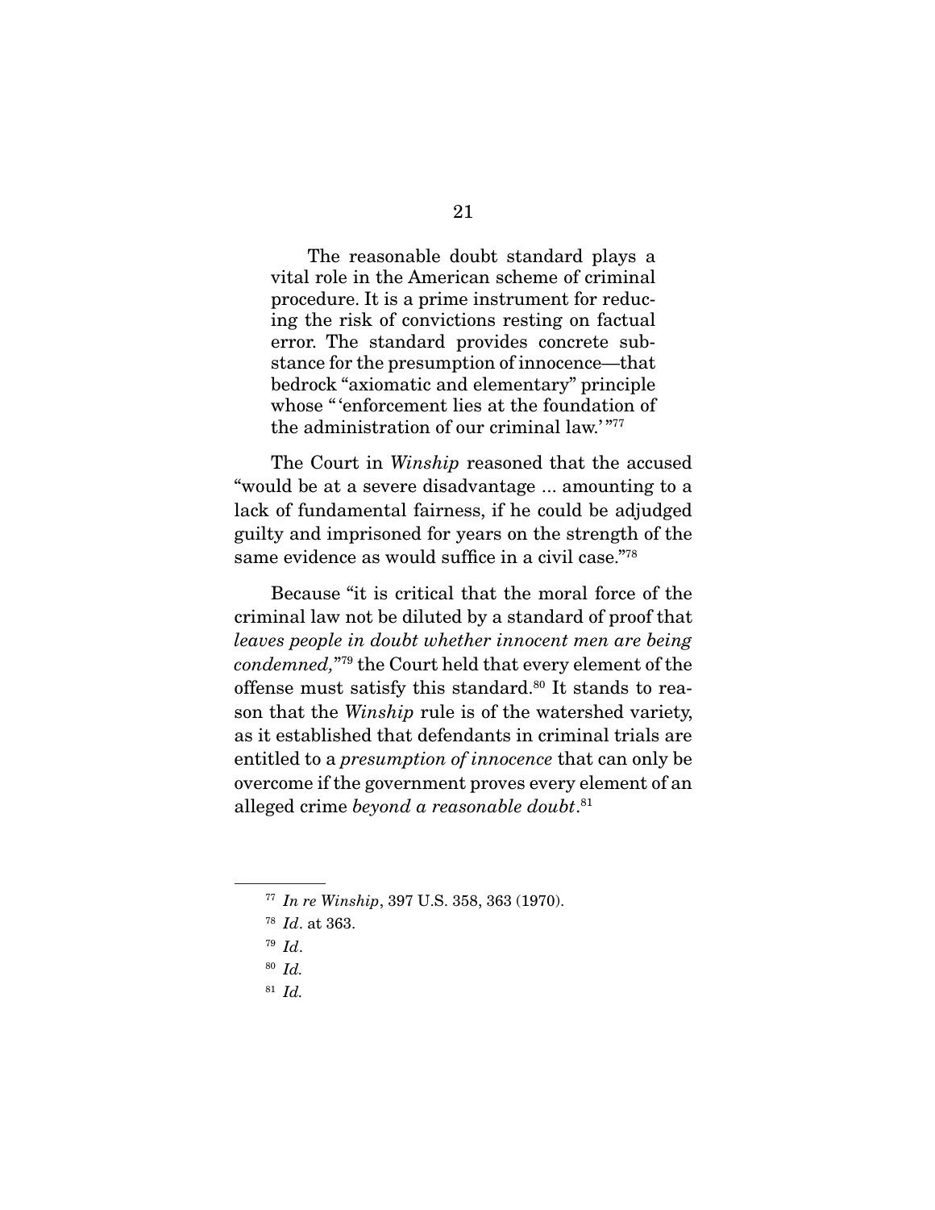> The reasonable doubt standard plays a vital role in the American scheme of criminal procedure. It is a prime instrument for reducing the risk of convictions resting on factual error. The standard provides concrete substance for the presumption of innocence—that bedrock "axiomatic and elementary" principle whose "'enforcement lies at the foundation of the administration of our criminal law.'"[77]

The Court in *Winship* reasoned that the accused "would be at a severe disadvantage ... amounting to a lack of fundamental fairness, if he could be adjudged guilty and imprisoned for years on the strength of the same evidence as would suffice in a civil case."[78]

Because "it is critical that the moral force of the criminal law not be diluted by a standard of proof that *leaves people in doubt whether innocent men are being condemned,*"[79] the Court held that every element of the offense must satisfy this standard.[80] It stands to reason that the *Winship* rule is of the watershed variety, as it established that defendants in criminal trials are entitled to a *presumption of innocence* that can only be overcome if the government proves every element of an alleged crime *beyond a reasonable doubt*.[81]

---

[77] *In re Winship*, 397 U.S. 358, 363 (1970).

[78] *Id*. at 363.

[79] *Id*.

[80] *Id.*

[81] *Id.*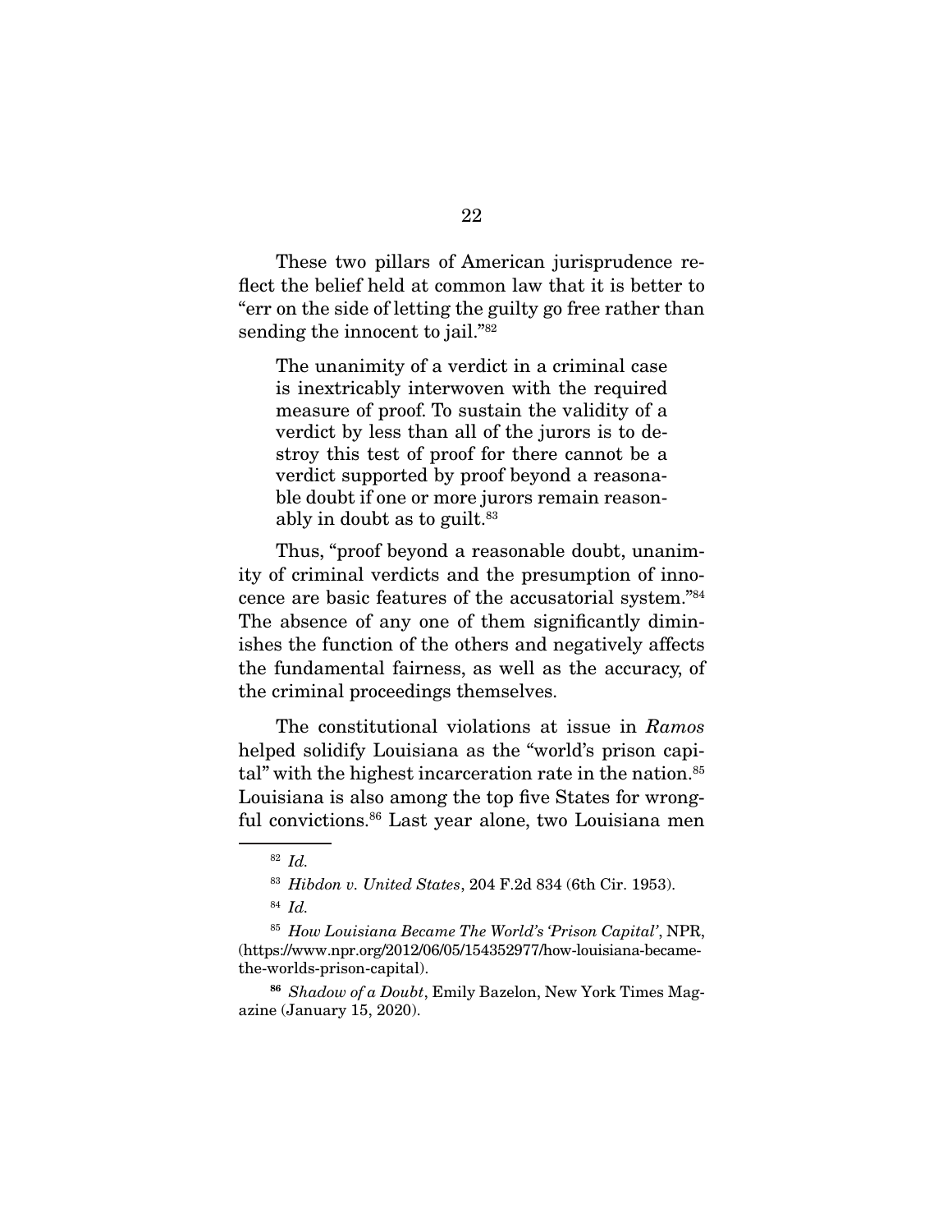These two pillars of American jurisprudence reflect the belief held at common law that it is better to "err on the side of letting the guilty go free rather than sending the innocent to jail."[82]

> The unanimity of a verdict in a criminal case is inextricably interwoven with the required measure of proof. To sustain the validity of a verdict by less than all of the jurors is to destroy this test of proof for there cannot be a verdict supported by proof beyond a reasonable doubt if one or more jurors remain reasonably in doubt as to guilt.[83]

Thus, "proof beyond a reasonable doubt, unanimity of criminal verdicts and the presumption of innocence are basic features of the accusatorial system."[84] The absence of any one of them significantly diminishes the function of the others and negatively affects the fundamental fairness, as well as the accuracy, of the criminal proceedings themselves.

The constitutional violations at issue in *Ramos* helped solidify Louisiana as the "world's prison capital" with the highest incarceration rate in the nation.[85] Louisiana is also among the top five States for wrongful convictions.[86] Last year alone, two Louisiana men

---

[82] *Id.*

[83] *Hibdon v. United States*, 204 F.2d 834 (6th Cir. 1953).

[84] *Id.*

[85] *How Louisiana Became The World's 'Prison Capital'*, NPR, (https://www.npr.org/2012/06/05/154352977/how-louisiana-became-the-worlds-prison-capital).

[86] *Shadow of a Doubt*, Emily Bazelon, New York Times Magazine (January 15, 2020).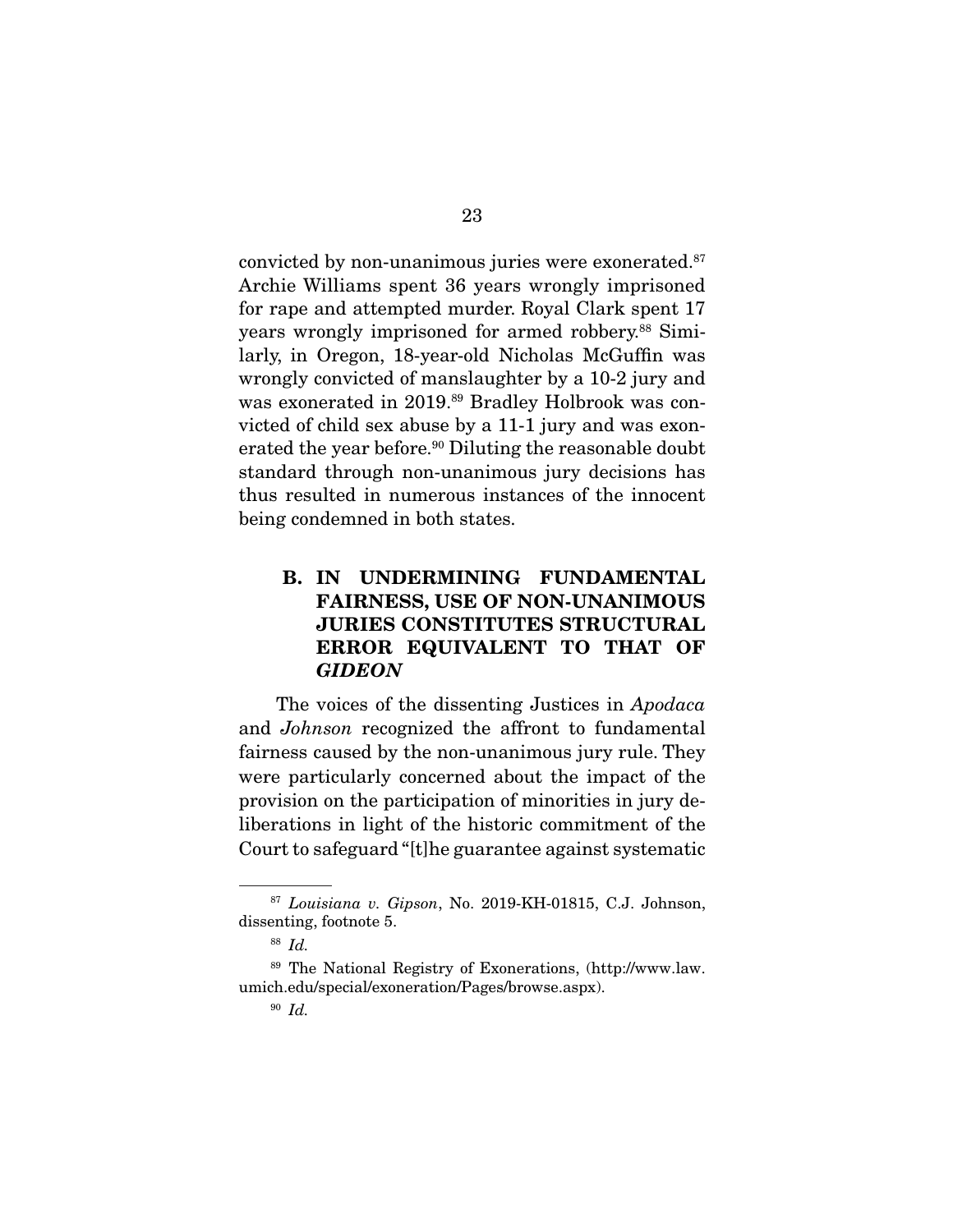convicted by non-unanimous juries were exonerated.[87] Archie Williams spent 36 years wrongly imprisoned for rape and attempted murder. Royal Clark spent 17 years wrongly imprisoned for armed robbery.[88] Similarly, in Oregon, 18-year-old Nicholas McGuffin was wrongly convicted of manslaughter by a 10-2 jury and was exonerated in 2019.[89] Bradley Holbrook was convicted of child sex abuse by a 11-1 jury and was exonerated the year before.[90] Diluting the reasonable doubt standard through non-unanimous jury decisions has thus resulted in numerous instances of the innocent being condemned in both states.

### B. IN UNDERMINING FUNDAMENTAL FAIRNESS, USE OF NON-UNANIMOUS JURIES CONSTITUTES STRUCTURAL ERROR EQUIVALENT TO THAT OF *GIDEON*

The voices of the dissenting Justices in *Apodaca* and *Johnson* recognized the affront to fundamental fairness caused by the non-unanimous jury rule. They were particularly concerned about the impact of the provision on the participation of minorities in jury deliberations in light of the historic commitment of the Court to safeguard "[t]he guarantee against systematic

---

[87] *Louisiana v. Gipson*, No. 2019-KH-01815, C.J. Johnson, dissenting, footnote 5.

[88] *Id.*

[89] The National Registry of Exonerations, (http://www.law.umich.edu/special/exoneration/Pages/browse.aspx).

[90] *Id.*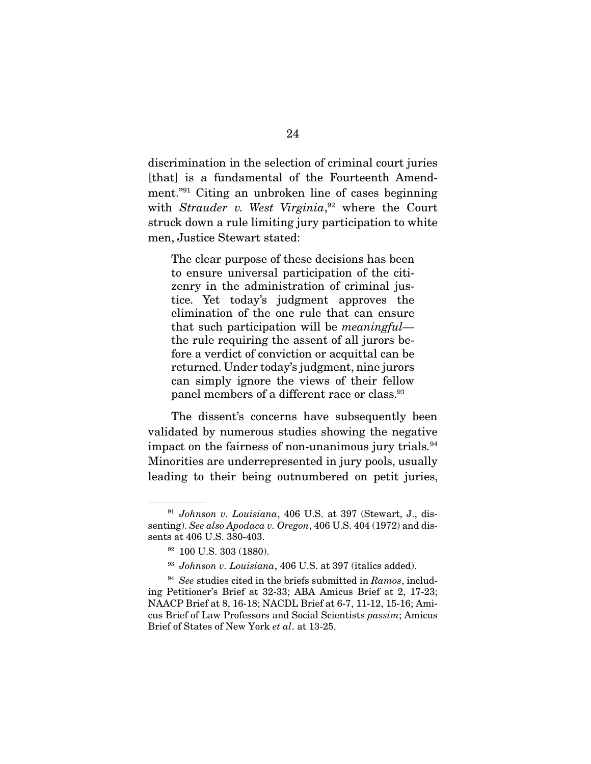discrimination in the selection of criminal court juries [that] is a fundamental of the Fourteenth Amendment."[91] Citing an unbroken line of cases beginning with *Strauder v. West Virginia*,[92] where the Court struck down a rule limiting jury participation to white men, Justice Stewart stated:

> The clear purpose of these decisions has been to ensure universal participation of the citizenry in the administration of criminal justice. Yet today's judgment approves the elimination of the one rule that can ensure that such participation will be *meaningful*—the rule requiring the assent of all jurors before a verdict of conviction or acquittal can be returned. Under today's judgment, nine jurors can simply ignore the views of their fellow panel members of a different race or class.[93]

The dissent's concerns have subsequently been validated by numerous studies showing the negative impact on the fairness of non-unanimous jury trials.[94] Minorities are underrepresented in jury pools, usually leading to their being outnumbered on petit juries,

---

[91] *Johnson v. Louisiana*, 406 U.S. at 397 (Stewart, J., dissenting). *See also Apodaca v. Oregon*, 406 U.S. 404 (1972) and dissents at 406 U.S. 380-403.

[92] 100 U.S. 303 (1880).

[93] *Johnson v. Louisiana*, 406 U.S. at 397 (italics added).

[94] *See* studies cited in the briefs submitted in *Ramos*, including Petitioner's Brief at 32-33; ABA Amicus Brief at 2, 17-23; NAACP Brief at 8, 16-18; NACDL Brief at 6-7, 11-12, 15-16; Amicus Brief of Law Professors and Social Scientists *passim*; Amicus Brief of States of New York *et al*. at 13-25.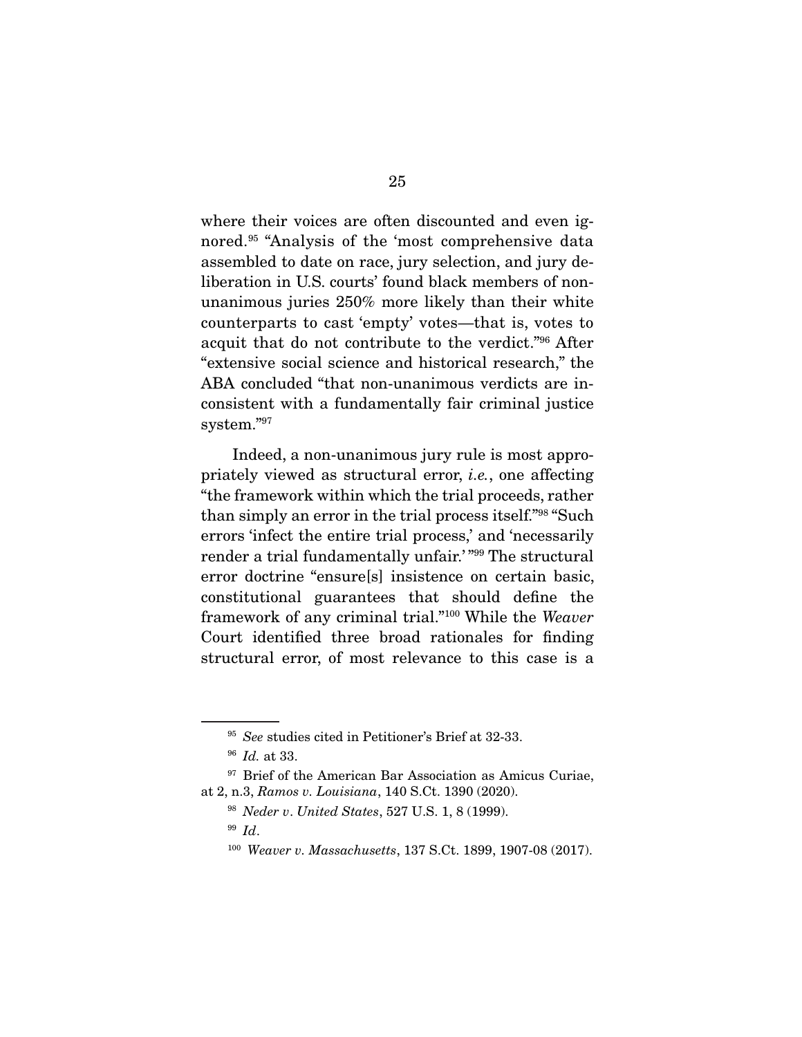where their voices are often discounted and even ignored.[95] "Analysis of the 'most comprehensive data assembled to date on race, jury selection, and jury deliberation in U.S. courts' found black members of non-unanimous juries 250% more likely than their white counterparts to cast 'empty' votes—that is, votes to acquit that do not contribute to the verdict."[96] After "extensive social science and historical research," the ABA concluded "that non-unanimous verdicts are inconsistent with a fundamentally fair criminal justice system."[97]

Indeed, a non-unanimous jury rule is most appropriately viewed as structural error, *i.e.*, one affecting "the framework within which the trial proceeds, rather than simply an error in the trial process itself."[98] "Such errors 'infect the entire trial process,' and 'necessarily render a trial fundamentally unfair.'"[99] The structural error doctrine "ensure[s] insistence on certain basic, constitutional guarantees that should define the framework of any criminal trial."[100] While the *Weaver* Court identified three broad rationales for finding structural error, of most relevance to this case is a

---

[95] *See* studies cited in Petitioner's Brief at 32-33.

[96] *Id.* at 33.

[97] Brief of the American Bar Association as Amicus Curiae, at 2, n.3, *Ramos v. Louisiana*, 140 S.Ct. 1390 (2020).

[98] *Neder v. United States*, 527 U.S. 1, 8 (1999).

[99] *Id*.

[100] *Weaver v. Massachusetts*, 137 S.Ct. 1899, 1907-08 (2017).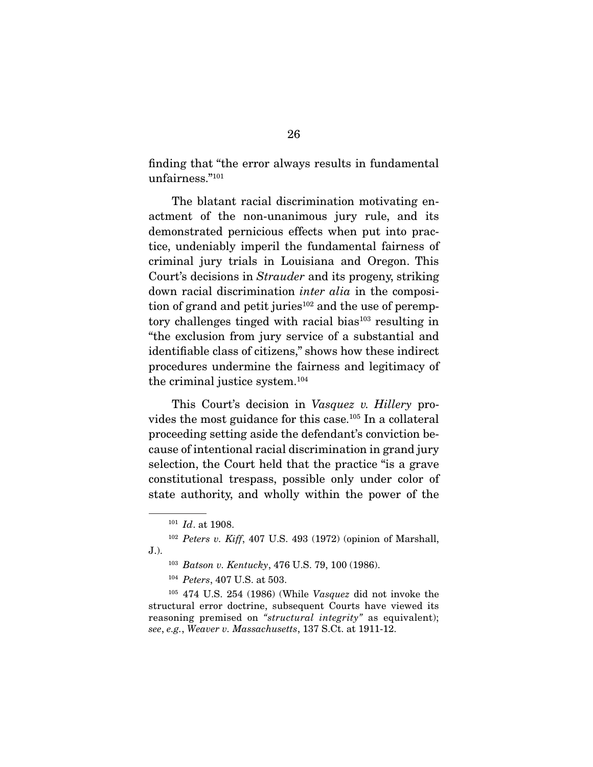finding that "the error always results in fundamental unfairness."[101]

The blatant racial discrimination motivating enactment of the non-unanimous jury rule, and its demonstrated pernicious effects when put into practice, undeniably imperil the fundamental fairness of criminal jury trials in Louisiana and Oregon. This Court's decisions in *Strauder* and its progeny, striking down racial discrimination *inter alia* in the composition of grand and petit juries[102] and the use of peremptory challenges tinged with racial bias[103] resulting in "the exclusion from jury service of a substantial and identifiable class of citizens," shows how these indirect procedures undermine the fairness and legitimacy of the criminal justice system.[104]

This Court's decision in *Vasquez v. Hillery* provides the most guidance for this case.[105] In a collateral proceeding setting aside the defendant's conviction because of intentional racial discrimination in grand jury selection, the Court held that the practice "is a grave constitutional trespass, possible only under color of state authority, and wholly within the power of the

---

[101] *Id*. at 1908.

[102] *Peters v. Kiff*, 407 U.S. 493 (1972) (opinion of Marshall, J.).

[103] *Batson v. Kentucky*, 476 U.S. 79, 100 (1986).

[104] *Peters*, 407 U.S. at 503.

[105] 474 U.S. 254 (1986) (While *Vasquez* did not invoke the structural error doctrine, subsequent Courts have viewed its reasoning premised on *"structural integrity"* as equivalent); *see*, *e.g.*, *Weaver v. Massachusetts*, 137 S.Ct. at 1911-12.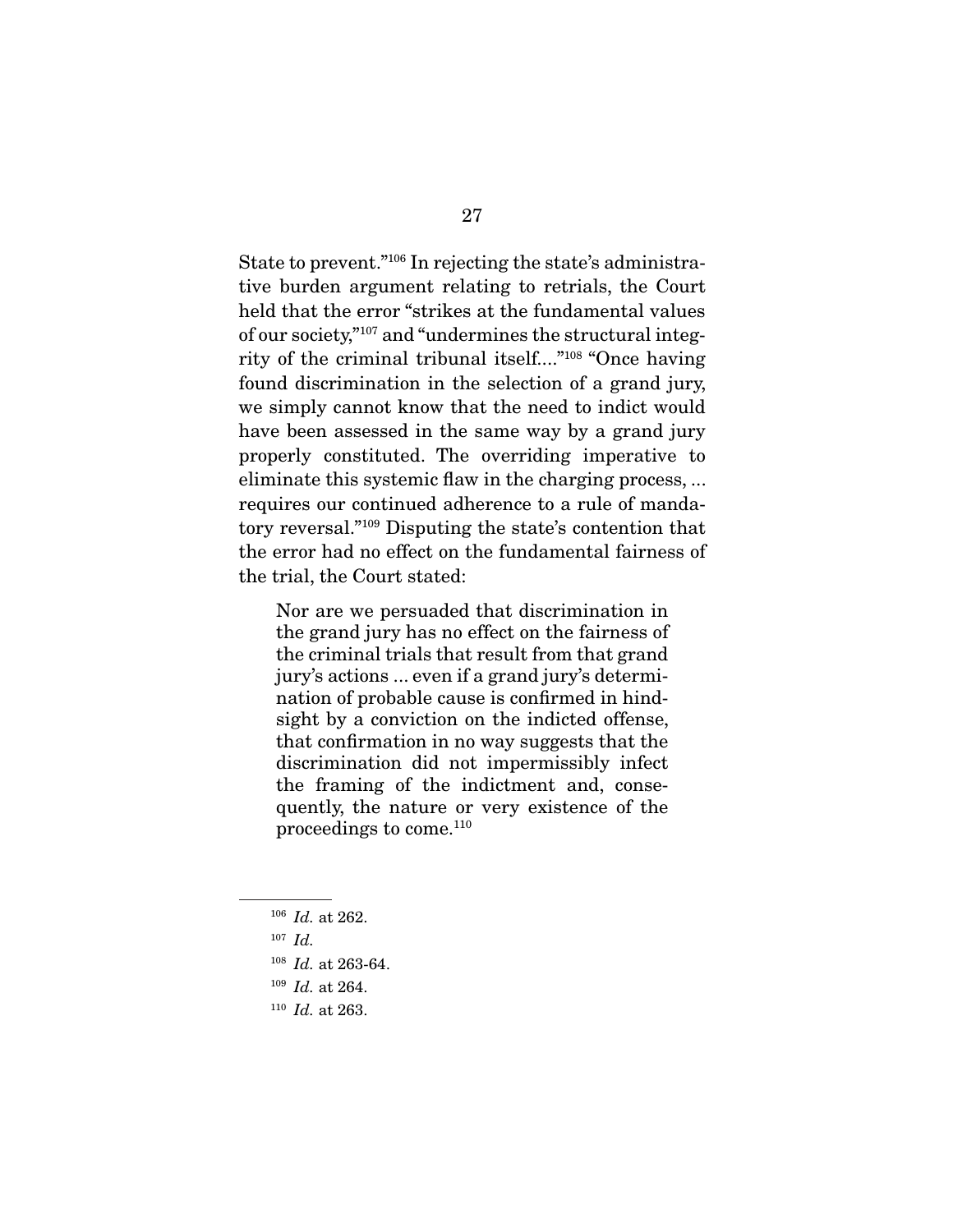State to prevent."[106] In rejecting the state's administrative burden argument relating to retrials, the Court held that the error "strikes at the fundamental values of our society,"[107] and "undermines the structural integrity of the criminal tribunal itself...."[108] "Once having found discrimination in the selection of a grand jury, we simply cannot know that the need to indict would have been assessed in the same way by a grand jury properly constituted. The overriding imperative to eliminate this systemic flaw in the charging process, ... requires our continued adherence to a rule of mandatory reversal."[109] Disputing the state's contention that the error had no effect on the fundamental fairness of the trial, the Court stated:

> Nor are we persuaded that discrimination in the grand jury has no effect on the fairness of the criminal trials that result from that grand jury's actions ... even if a grand jury's determination of probable cause is confirmed in hindsight by a conviction on the indicted offense, that confirmation in no way suggests that the discrimination did not impermissibly infect the framing of the indictment and, consequently, the nature or very existence of the proceedings to come.[110]

---

[106] *Id.* at 262.

[107] *Id.*

[108] *Id.* at 263-64.

[109] *Id.* at 264.

[110] *Id.* at 263.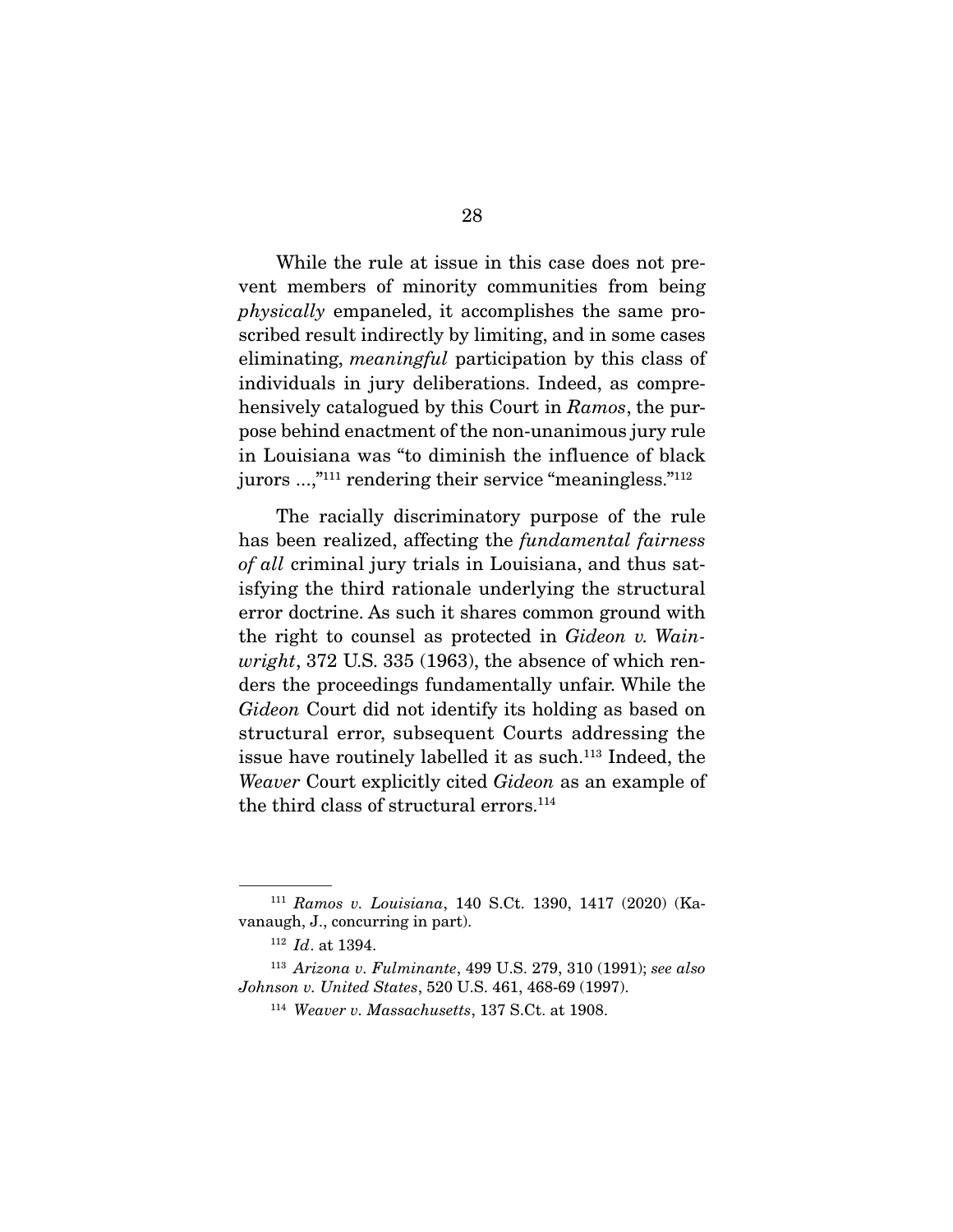While the rule at issue in this case does not prevent members of minority communities from being *physically* empaneled, it accomplishes the same proscribed result indirectly by limiting, and in some cases eliminating, *meaningful* participation by this class of individuals in jury deliberations. Indeed, as comprehensively catalogued by this Court in *Ramos*, the purpose behind enactment of the non-unanimous jury rule in Louisiana was "to diminish the influence of black jurors ...,"[111] rendering their service "meaningless."[112]

The racially discriminatory purpose of the rule has been realized, affecting the *fundamental fairness of all* criminal jury trials in Louisiana, and thus satisfying the third rationale underlying the structural error doctrine. As such it shares common ground with the right to counsel as protected in *Gideon v. Wainwright*, 372 U.S. 335 (1963), the absence of which renders the proceedings fundamentally unfair. While the *Gideon* Court did not identify its holding as based on structural error, subsequent Courts addressing the issue have routinely labelled it as such.[113] Indeed, the *Weaver* Court explicitly cited *Gideon* as an example of the third class of structural errors.[114]

---

[111] *Ramos v. Louisiana*, 140 S.Ct. 1390, 1417 (2020) (Kavanaugh, J., concurring in part).

[112] *Id*. at 1394.

[113] *Arizona v. Fulminante*, 499 U.S. 279, 310 (1991); *see also Johnson v. United States*, 520 U.S. 461, 468-69 (1997).

[114] *Weaver v. Massachusetts*, 137 S.Ct. at 1908.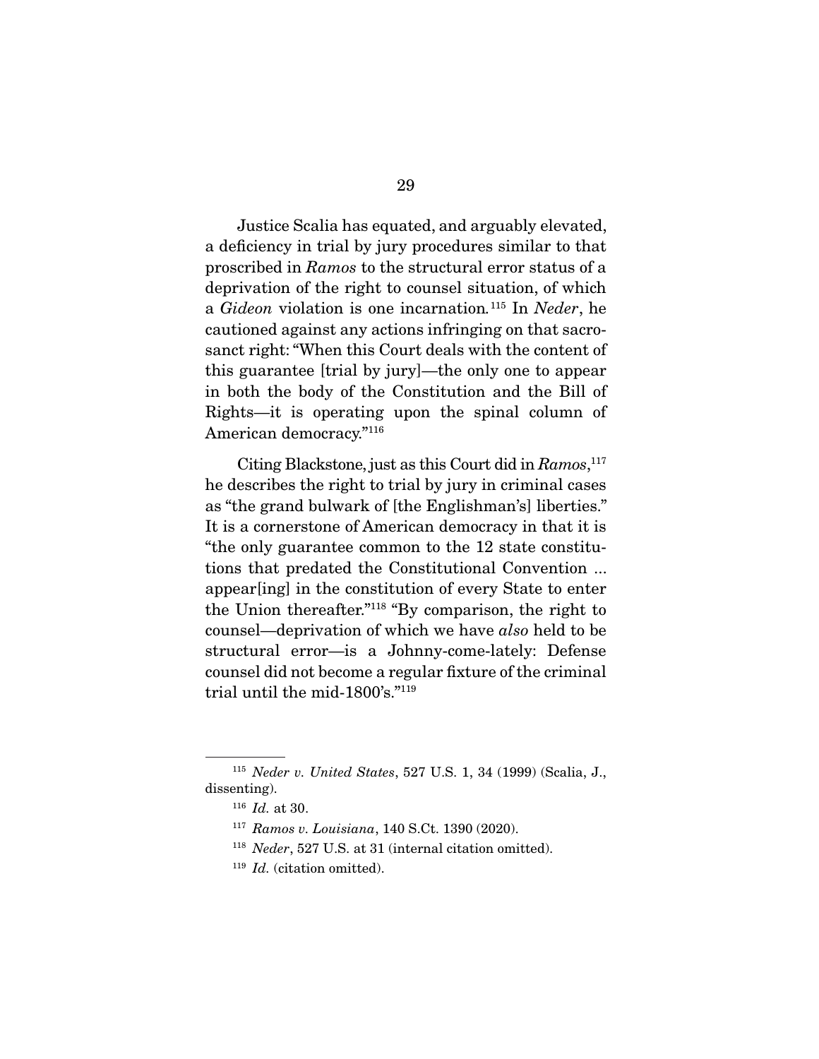Justice Scalia has equated, and arguably elevated, a deficiency in trial by jury procedures similar to that proscribed in *Ramos* to the structural error status of a deprivation of the right to counsel situation, of which a *Gideon* violation is one incarnation.[115] In *Neder*, he cautioned against any actions infringing on that sacrosanct right: "When this Court deals with the content of this guarantee [trial by jury]—the only one to appear in both the body of the Constitution and the Bill of Rights—it is operating upon the spinal column of American democracy."[116]

Citing Blackstone, just as this Court did in *Ramos*,[117] he describes the right to trial by jury in criminal cases as "the grand bulwark of [the Englishman's] liberties." It is a cornerstone of American democracy in that it is "the only guarantee common to the 12 state constitutions that predated the Constitutional Convention ... appear[ing] in the constitution of every State to enter the Union thereafter."[118] "By comparison, the right to counsel—deprivation of which we have *also* held to be structural error—is a Johnny-come-lately: Defense counsel did not become a regular fixture of the criminal trial until the mid-1800's."[119]

---

[115] *Neder v. United States*, 527 U.S. 1, 34 (1999) (Scalia, J., dissenting).

[116] *Id.* at 30.

[117] *Ramos v. Louisiana*, 140 S.Ct. 1390 (2020).

[118] *Neder*, 527 U.S. at 31 (internal citation omitted).

[119] *Id.* (citation omitted).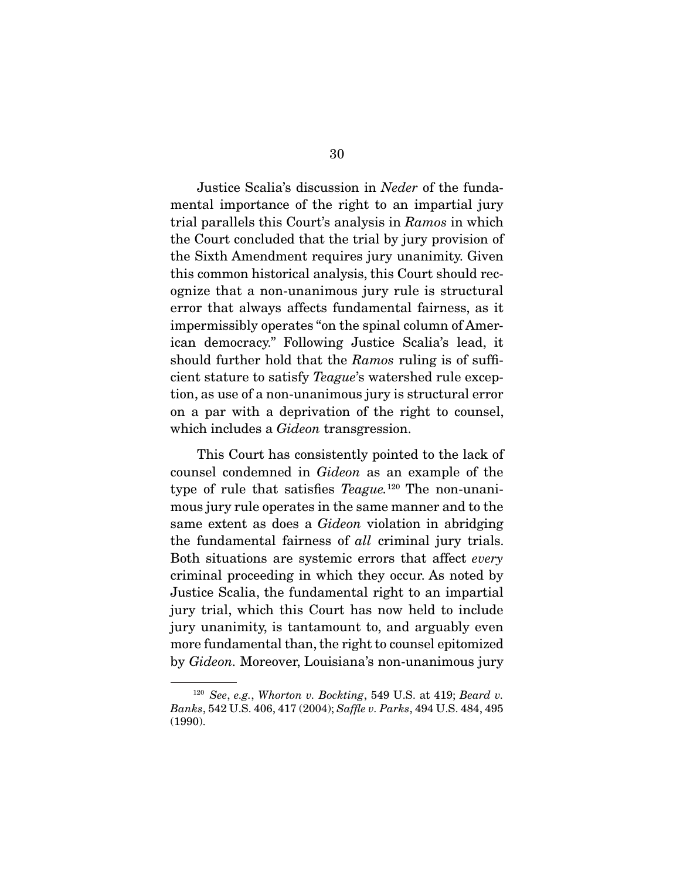Justice Scalia's discussion in *Neder* of the fundamental importance of the right to an impartial jury trial parallels this Court's analysis in *Ramos* in which the Court concluded that the trial by jury provision of the Sixth Amendment requires jury unanimity. Given this common historical analysis, this Court should recognize that a non-unanimous jury rule is structural error that always affects fundamental fairness, as it impermissibly operates "on the spinal column of American democracy." Following Justice Scalia's lead, it should further hold that the *Ramos* ruling is of sufficient stature to satisfy *Teague*'s watershed rule exception, as use of a non-unanimous jury is structural error on a par with a deprivation of the right to counsel, which includes a *Gideon* transgression.

This Court has consistently pointed to the lack of counsel condemned in *Gideon* as an example of the type of rule that satisfies *Teague.*[120] The non-unanimous jury rule operates in the same manner and to the same extent as does a *Gideon* violation in abridging the fundamental fairness of *all* criminal jury trials. Both situations are systemic errors that affect *every* criminal proceeding in which they occur. As noted by Justice Scalia, the fundamental right to an impartial jury trial, which this Court has now held to include jury unanimity, is tantamount to, and arguably even more fundamental than, the right to counsel epitomized by *Gideon.* Moreover, Louisiana's non-unanimous jury

---

[120] *See*, *e.g.*, *Whorton v. Bockting*, 549 U.S. at 419; *Beard v. Banks*, 542 U.S. 406, 417 (2004); *Saffle v. Parks*, 494 U.S. 484, 495 (1990).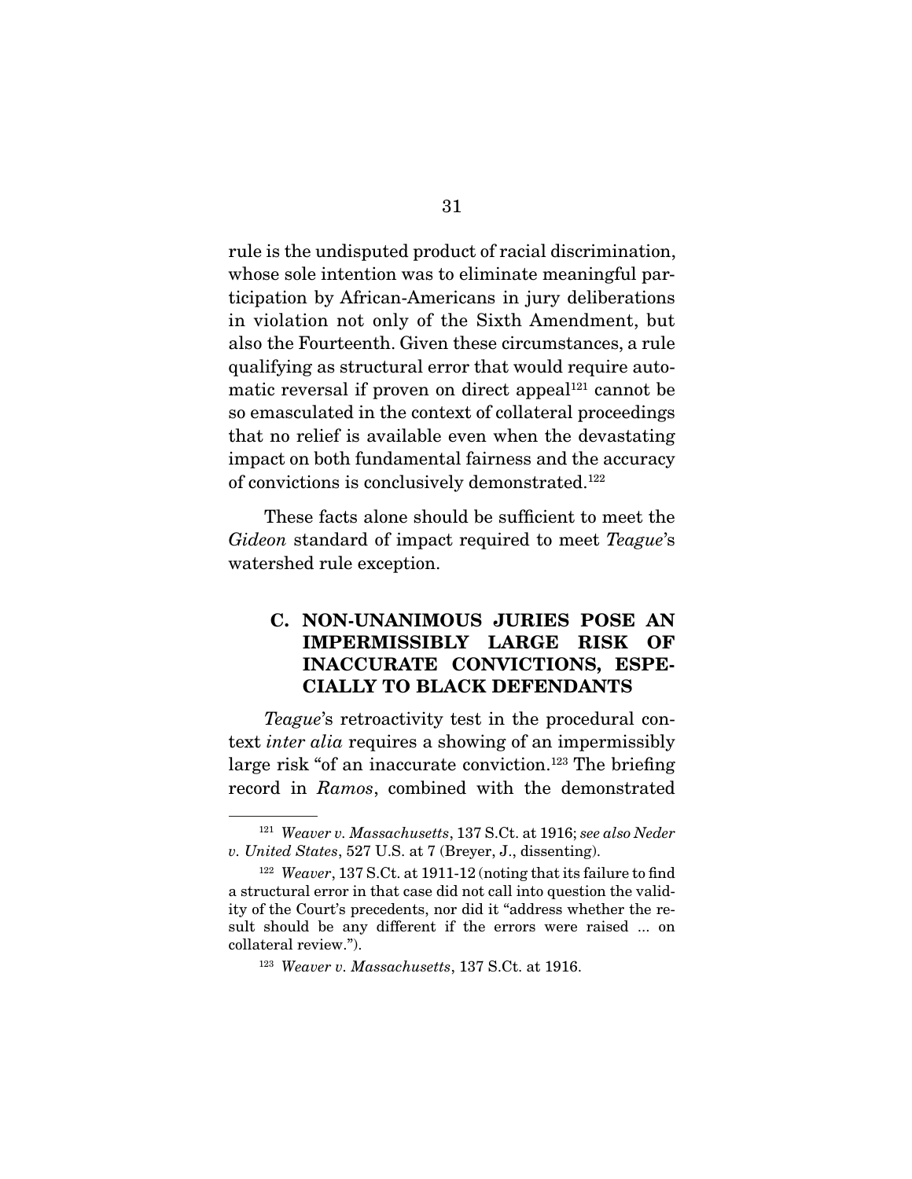rule is the undisputed product of racial discrimination, whose sole intention was to eliminate meaningful participation by African-Americans in jury deliberations in violation not only of the Sixth Amendment, but also the Fourteenth. Given these circumstances, a rule qualifying as structural error that would require automatic reversal if proven on direct appeal[121] cannot be so emasculated in the context of collateral proceedings that no relief is available even when the devastating impact on both fundamental fairness and the accuracy of convictions is conclusively demonstrated.[122]

These facts alone should be sufficient to meet the *Gideon* standard of impact required to meet *Teague*'s watershed rule exception.

### C. NON-UNANIMOUS JURIES POSE AN IMPERMISSIBLY LARGE RISK OF INACCURATE CONVICTIONS, ESPECIALLY TO BLACK DEFENDANTS

*Teague*'s retroactivity test in the procedural context *inter alia* requires a showing of an impermissibly large risk "of an inaccurate conviction.[123] The briefing record in *Ramos*, combined with the demonstrated

---

[121] *Weaver v. Massachusetts*, 137 S.Ct. at 1916; *see also Neder v. United States*, 527 U.S. at 7 (Breyer, J., dissenting).

[122] *Weaver*, 137 S.Ct. at 1911-12 (noting that its failure to find a structural error in that case did not call into question the validity of the Court's precedents, nor did it "address whether the result should be any different if the errors were raised ... on collateral review.").

[123] *Weaver v. Massachusetts*, 137 S.Ct. at 1916.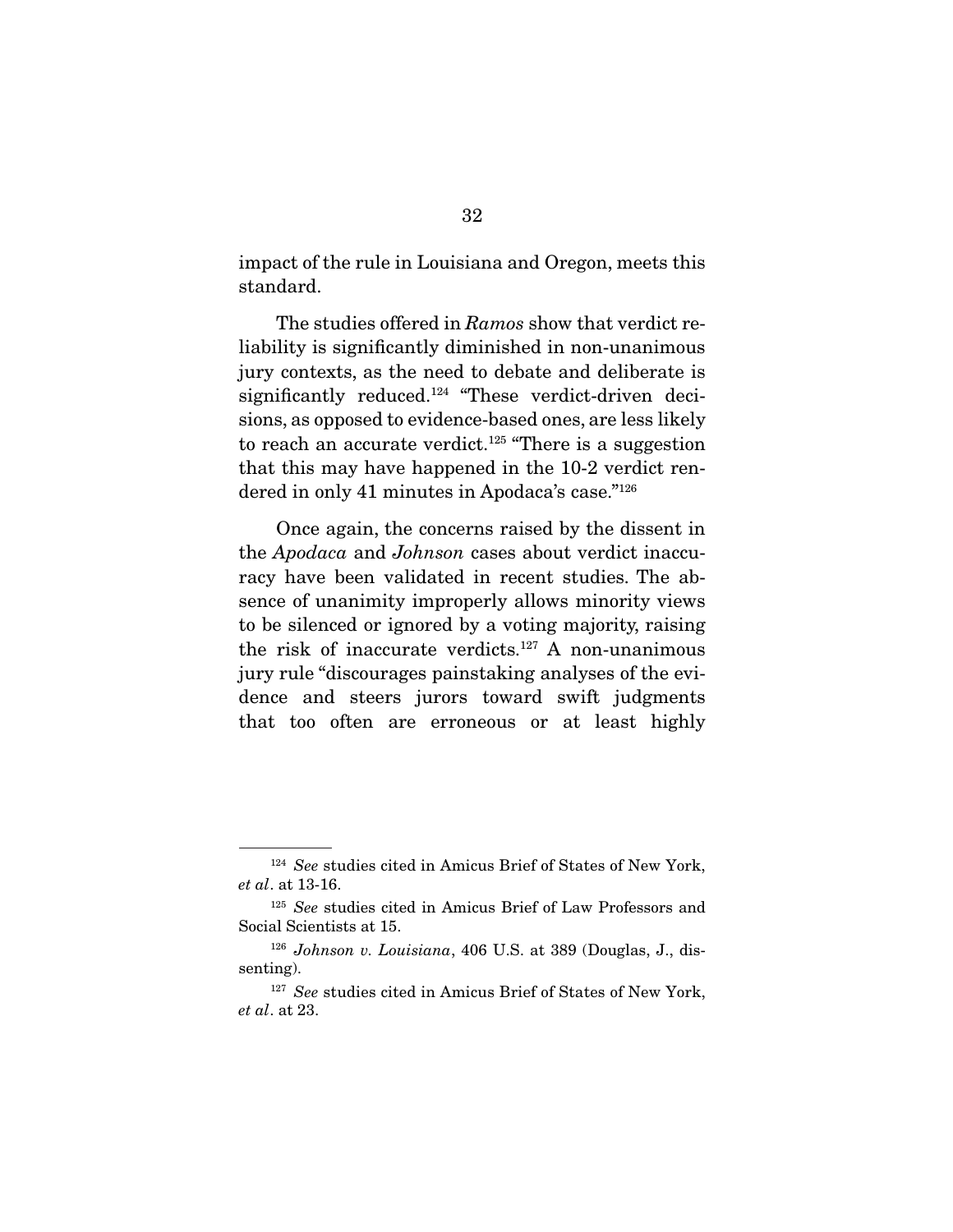impact of the rule in Louisiana and Oregon, meets this standard.

The studies offered in *Ramos* show that verdict reliability is significantly diminished in non-unanimous jury contexts, as the need to debate and deliberate is significantly reduced.[124] "These verdict-driven decisions, as opposed to evidence-based ones, are less likely to reach an accurate verdict.[125] "There is a suggestion that this may have happened in the 10-2 verdict rendered in only 41 minutes in Apodaca's case."[126]

Once again, the concerns raised by the dissent in the *Apodaca* and *Johnson* cases about verdict inaccuracy have been validated in recent studies. The absence of unanimity improperly allows minority views to be silenced or ignored by a voting majority, raising the risk of inaccurate verdicts.[127] A non-unanimous jury rule "discourages painstaking analyses of the evidence and steers jurors toward swift judgments that too often are erroneous or at least highly

---

[124] *See* studies cited in Amicus Brief of States of New York, *et al*. at 13-16.

[125] *See* studies cited in Amicus Brief of Law Professors and Social Scientists at 15.

[126] *Johnson v. Louisiana*, 406 U.S. at 389 (Douglas, J., dissenting).

[127] *See* studies cited in Amicus Brief of States of New York, *et al*. at 23.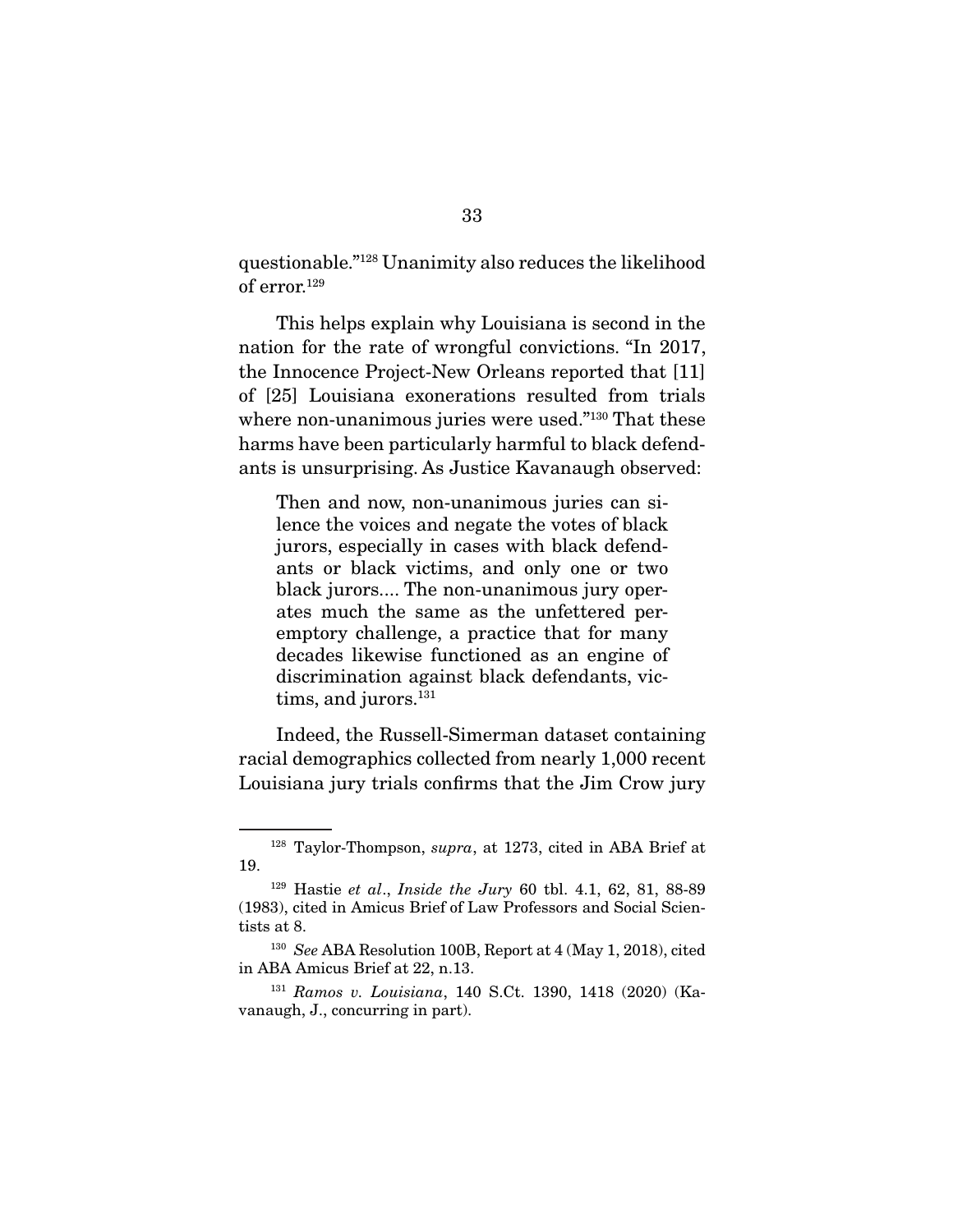questionable."[128] Unanimity also reduces the likelihood of error.[129]

This helps explain why Louisiana is second in the nation for the rate of wrongful convictions. "In 2017, the Innocence Project-New Orleans reported that [11] of [25] Louisiana exonerations resulted from trials where non-unanimous juries were used."[130] That these harms have been particularly harmful to black defendants is unsurprising. As Justice Kavanaugh observed:

> Then and now, non-unanimous juries can silence the voices and negate the votes of black jurors, especially in cases with black defendants or black victims, and only one or two black jurors.... The non-unanimous jury operates much the same as the unfettered peremptory challenge, a practice that for many decades likewise functioned as an engine of discrimination against black defendants, victims, and jurors.[131]

Indeed, the Russell-Simerman dataset containing racial demographics collected from nearly 1,000 recent Louisiana jury trials confirms that the Jim Crow jury

---

[128] Taylor-Thompson, *supra*, at 1273, cited in ABA Brief at 19.

[129] Hastie *et al*., *Inside the Jury* 60 tbl. 4.1, 62, 81, 88-89 (1983), cited in Amicus Brief of Law Professors and Social Scientists at 8.

[130] *See* ABA Resolution 100B, Report at 4 (May 1, 2018), cited in ABA Amicus Brief at 22, n.13.

[131] *Ramos v. Louisiana*, 140 S.Ct. 1390, 1418 (2020) (Kavanaugh, J., concurring in part).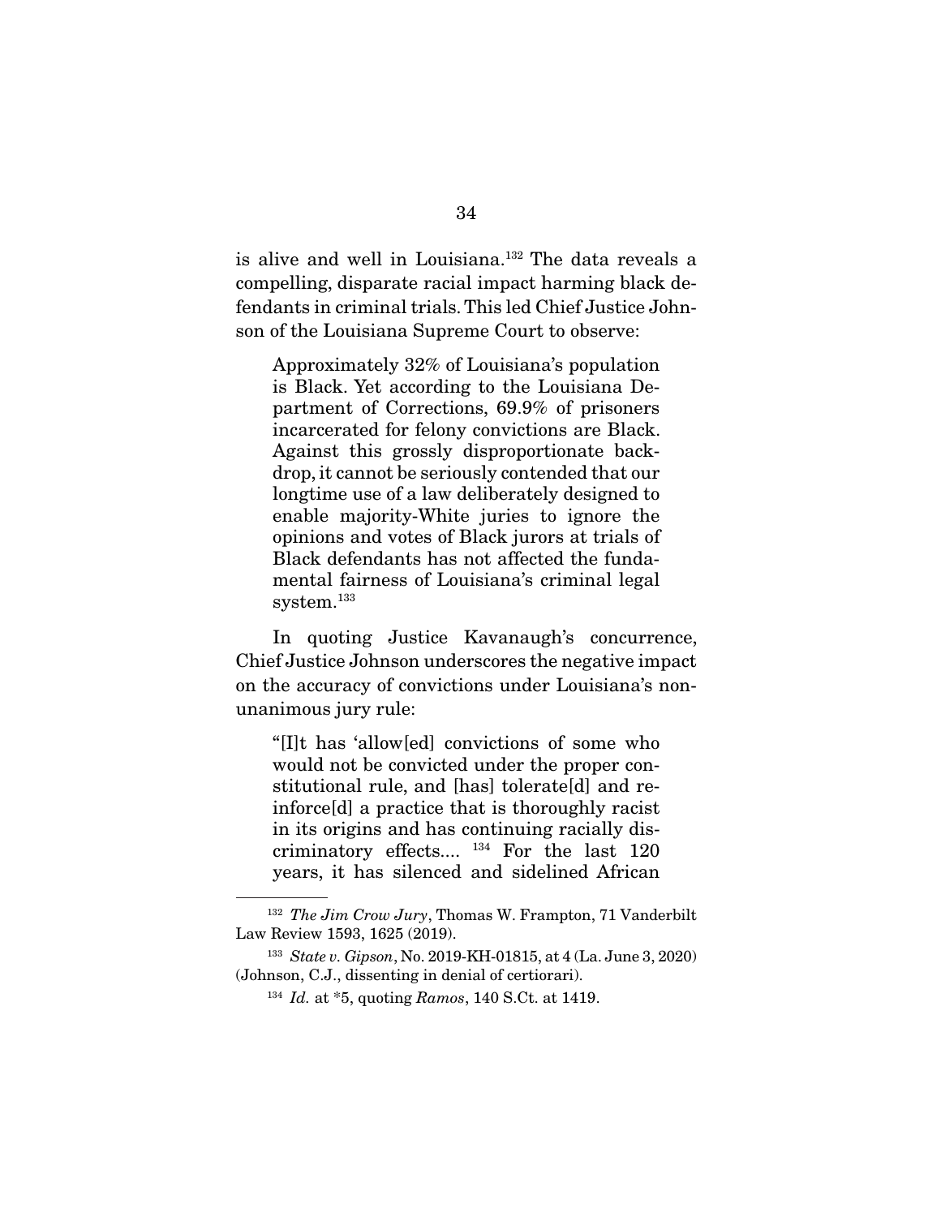is alive and well in Louisiana.[132] The data reveals a compelling, disparate racial impact harming black defendants in criminal trials. This led Chief Justice Johnson of the Louisiana Supreme Court to observe:

> Approximately 32% of Louisiana's population is Black. Yet according to the Louisiana Department of Corrections, 69.9% of prisoners incarcerated for felony convictions are Black. Against this grossly disproportionate backdrop, it cannot be seriously contended that our longtime use of a law deliberately designed to enable majority-White juries to ignore the opinions and votes of Black jurors at trials of Black defendants has not affected the fundamental fairness of Louisiana's criminal legal system.[133]

In quoting Justice Kavanaugh's concurrence, Chief Justice Johnson underscores the negative impact on the accuracy of convictions under Louisiana's non-unanimous jury rule:

> "[I]t has 'allow[ed] convictions of some who would not be convicted under the proper constitutional rule, and [has] tolerate[d] and reinforce[d] a practice that is thoroughly racist in its origins and has continuing racially discriminatory effects.... [134] For the last 120 years, it has silenced and sidelined African

---

[132] *The Jim Crow Jury*, Thomas W. Frampton, 71 Vanderbilt Law Review 1593, 1625 (2019).

[133] *State v. Gipson*, No. 2019-KH-01815, at 4 (La. June 3, 2020) (Johnson, C.J., dissenting in denial of certiorari).

[134] *Id.* at *5, quoting *Ramos*, 140 S.Ct. at 1419.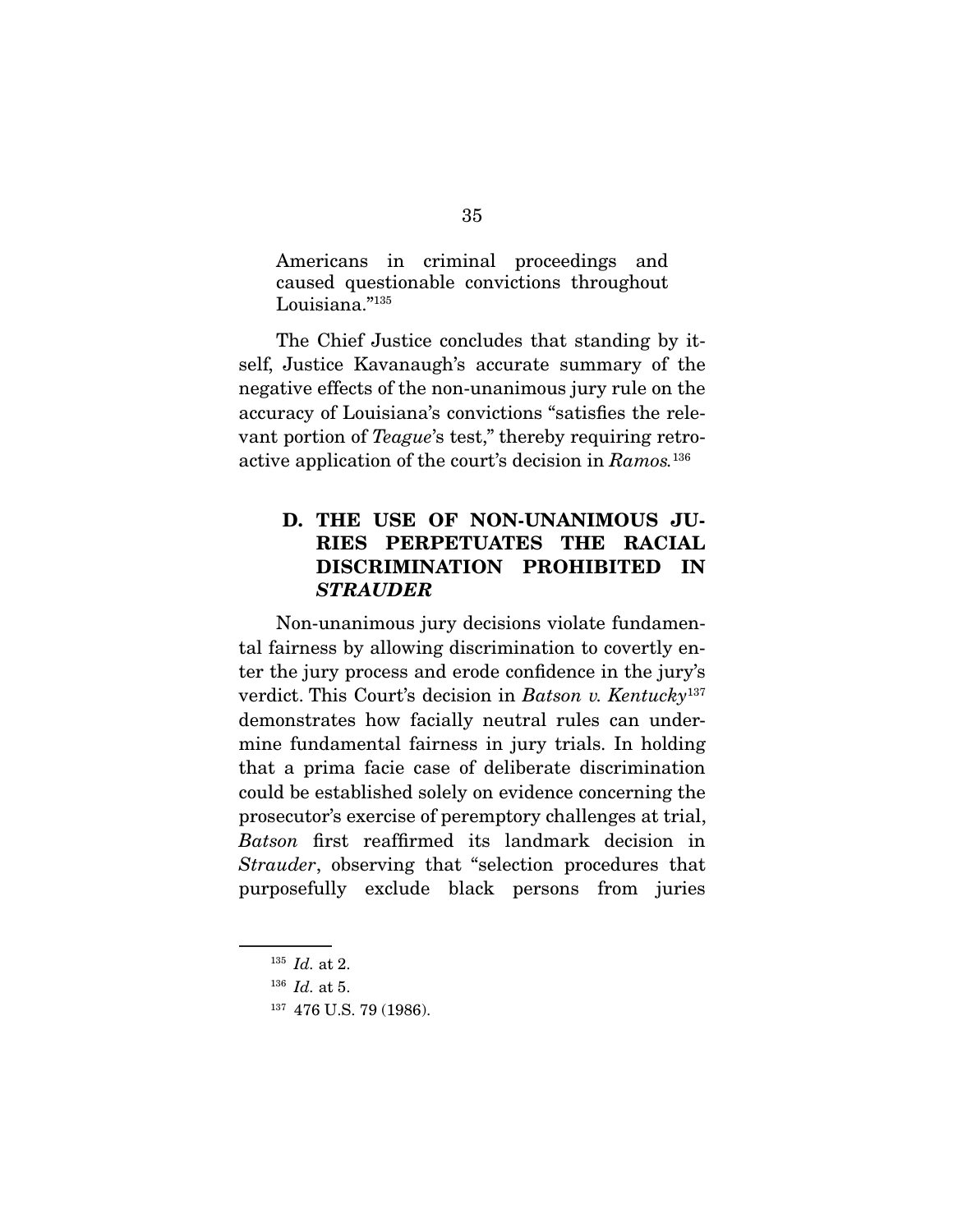Americans in criminal proceedings and caused questionable convictions throughout Louisiana."[135]

The Chief Justice concludes that standing by itself, Justice Kavanaugh's accurate summary of the negative effects of the non-unanimous jury rule on the accuracy of Louisiana's convictions "satisfies the relevant portion of *Teague*'s test," thereby requiring retroactive application of the court's decision in *Ramos*.[136]

### D. THE USE OF NON-UNANIMOUS JURIES PERPETUATES THE RACIAL DISCRIMINATION PROHIBITED IN *STRAUDER*

Non-unanimous jury decisions violate fundamental fairness by allowing discrimination to covertly enter the jury process and erode confidence in the jury's verdict. This Court's decision in *Batson v. Kentucky*[137] demonstrates how facially neutral rules can undermine fundamental fairness in jury trials. In holding that a prima facie case of deliberate discrimination could be established solely on evidence concerning the prosecutor's exercise of peremptory challenges at trial, *Batson* first reaffirmed its landmark decision in *Strauder*, observing that "selection procedures that purposefully exclude black persons from juries

---

[135] *Id.* at 2.

[136] *Id.* at 5.

[137] 476 U.S. 79 (1986).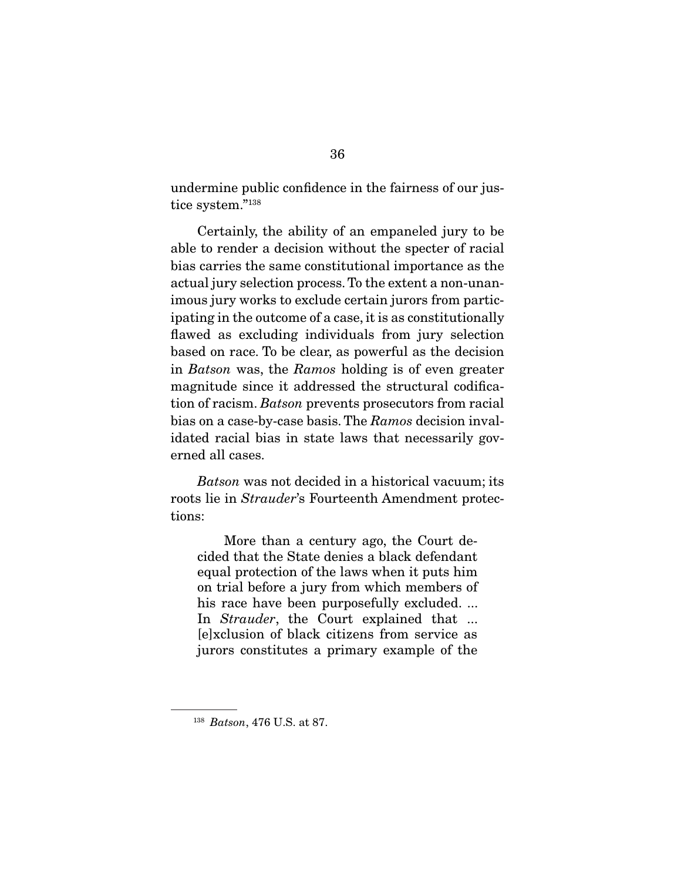undermine public confidence in the fairness of our justice system."[138]

Certainly, the ability of an empaneled jury to be able to render a decision without the specter of racial bias carries the same constitutional importance as the actual jury selection process. To the extent a non-unanimous jury works to exclude certain jurors from participating in the outcome of a case, it is as constitutionally flawed as excluding individuals from jury selection based on race. To be clear, as powerful as the decision in *Batson* was, the *Ramos* holding is of even greater magnitude since it addressed the structural codification of racism. *Batson* prevents prosecutors from racial bias on a case-by-case basis. The *Ramos* decision invalidated racial bias in state laws that necessarily governed all cases.

*Batson* was not decided in a historical vacuum; its roots lie in *Strauder*'s Fourteenth Amendment protections:

> More than a century ago, the Court decided that the State denies a black defendant equal protection of the laws when it puts him on trial before a jury from which members of his race have been purposefully excluded. ... In *Strauder*, the Court explained that ... [e]xclusion of black citizens from service as jurors constitutes a primary example of the

[138] *Batson*, 476 U.S. at 87.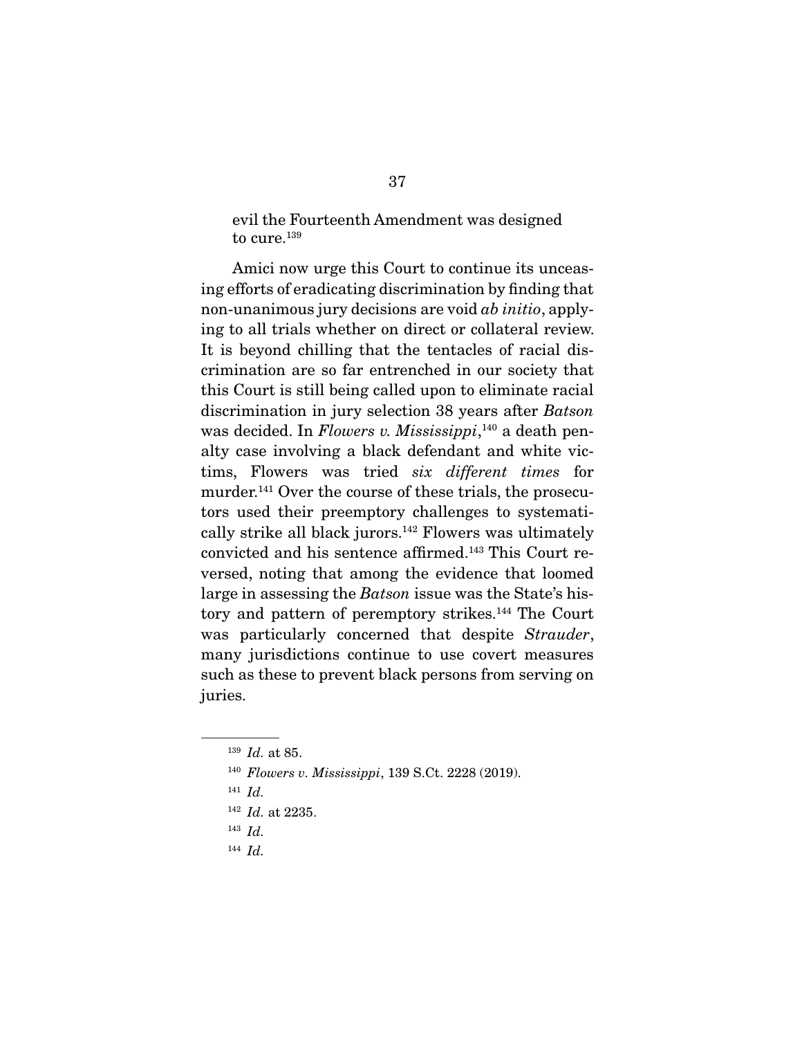> evil the Fourteenth Amendment was designed to cure.[139]

Amici now urge this Court to continue its unceasing efforts of eradicating discrimination by finding that non-unanimous jury decisions are void *ab initio*, applying to all trials whether on direct or collateral review. It is beyond chilling that the tentacles of racial discrimination are so far entrenched in our society that this Court is still being called upon to eliminate racial discrimination in jury selection 38 years after *Batson* was decided. In *Flowers v. Mississippi*,[140] a death penalty case involving a black defendant and white victims, Flowers was tried *six different times* for murder.[141] Over the course of these trials, the prosecutors used their preemptory challenges to systematically strike all black jurors.[142] Flowers was ultimately convicted and his sentence affirmed.[143] This Court reversed, noting that among the evidence that loomed large in assessing the *Batson* issue was the State's history and pattern of peremptory strikes.[144] The Court was particularly concerned that despite *Strauder*, many jurisdictions continue to use covert measures such as these to prevent black persons from serving on juries.

---

[139] *Id.* at 85.

[140] *Flowers v. Mississippi*, 139 S.Ct. 2228 (2019).

[141] *Id.*

[142] *Id.* at 2235.

[143] *Id.*

[144] *Id.*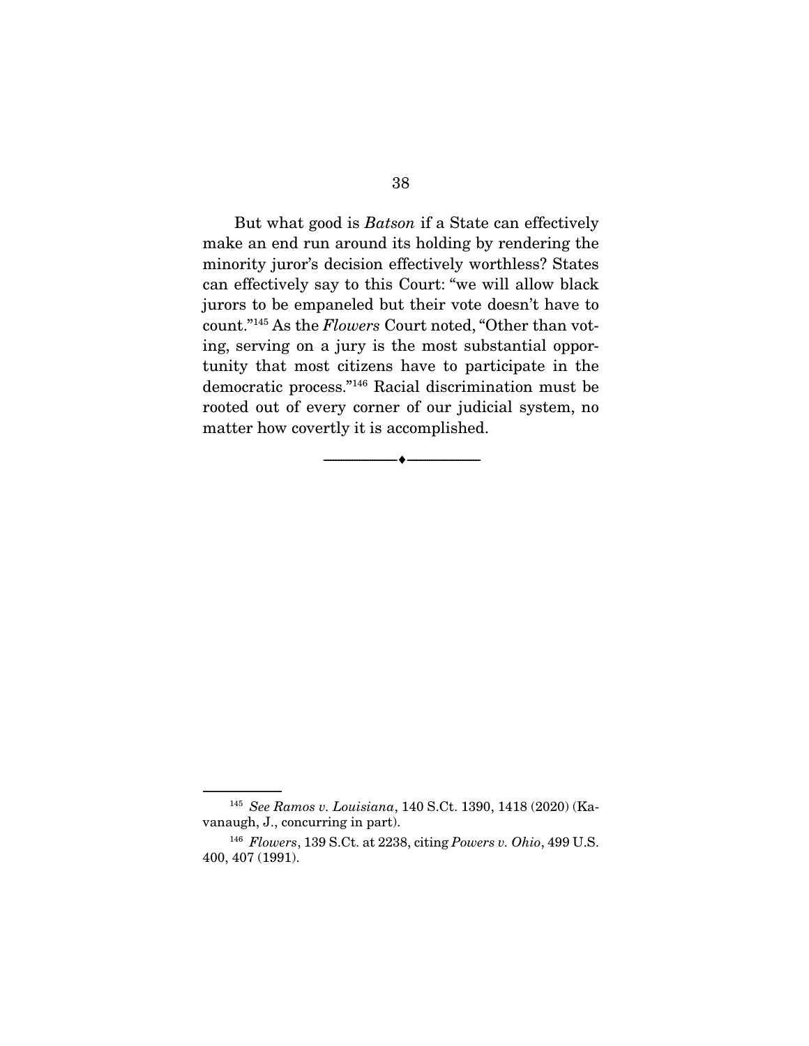But what good is *Batson* if a State can effectively make an end run around its holding by rendering the minority juror's decision effectively worthless? States can effectively say to this Court: "we will allow black jurors to be empaneled but their vote doesn't have to count."[145] As the *Flowers* Court noted, "Other than voting, serving on a jury is the most substantial opportunity that most citizens have to participate in the democratic process."[146] Racial discrimination must be rooted out of every corner of our judicial system, no matter how covertly it is accomplished.

---

[145] *See Ramos v. Louisiana*, 140 S.Ct. 1390, 1418 (2020) (Kavanaugh, J., concurring in part).

[146] *Flowers*, 139 S.Ct. at 2238, citing *Powers v. Ohio*, 499 U.S. 400, 407 (1991).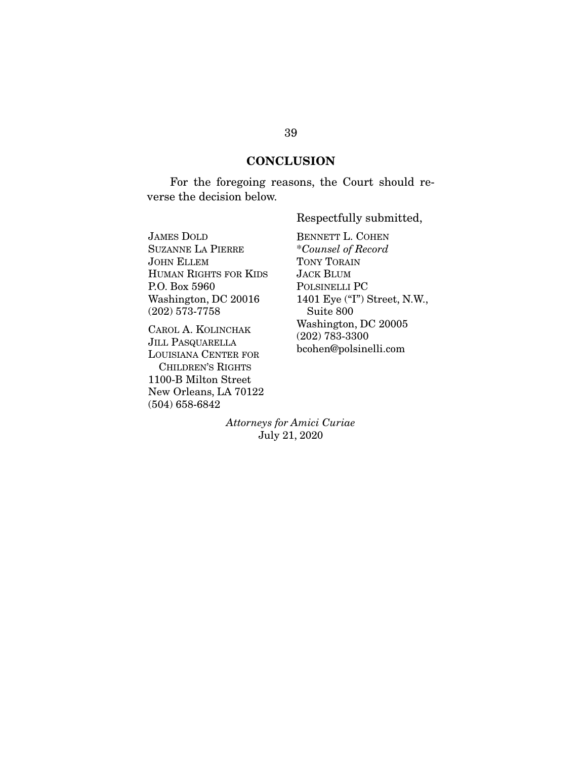## CONCLUSION

For the foregoing reasons, the Court should reverse the decision below.

Respectfully submitted,

BENNETT L. COHEN
*Counsel of Record*
TONY TORAIN
JACK BLUM
POLSINELLI PC
1401 Eye ("I") Street, N.W.,
Suite 800
Washington, DC 20005
(202) 783-3300
bcohen@polsinelli.com

JAMES DOLD
SUZANNE LA PIERRE
JOHN ELLEM
HUMAN RIGHTS FOR KIDS
P.O. Box 5960
Washington, DC 20016
(202) 573-7758

CAROL A. KOLINCHAK
JILL PASQUARELLA
LOUISIANA CENTER FOR
CHILDREN'S RIGHTS
1100-B Milton Street
New Orleans, LA 70122
(504) 658-6842

*Attorneys for Amici Curiae*
July 21, 2020